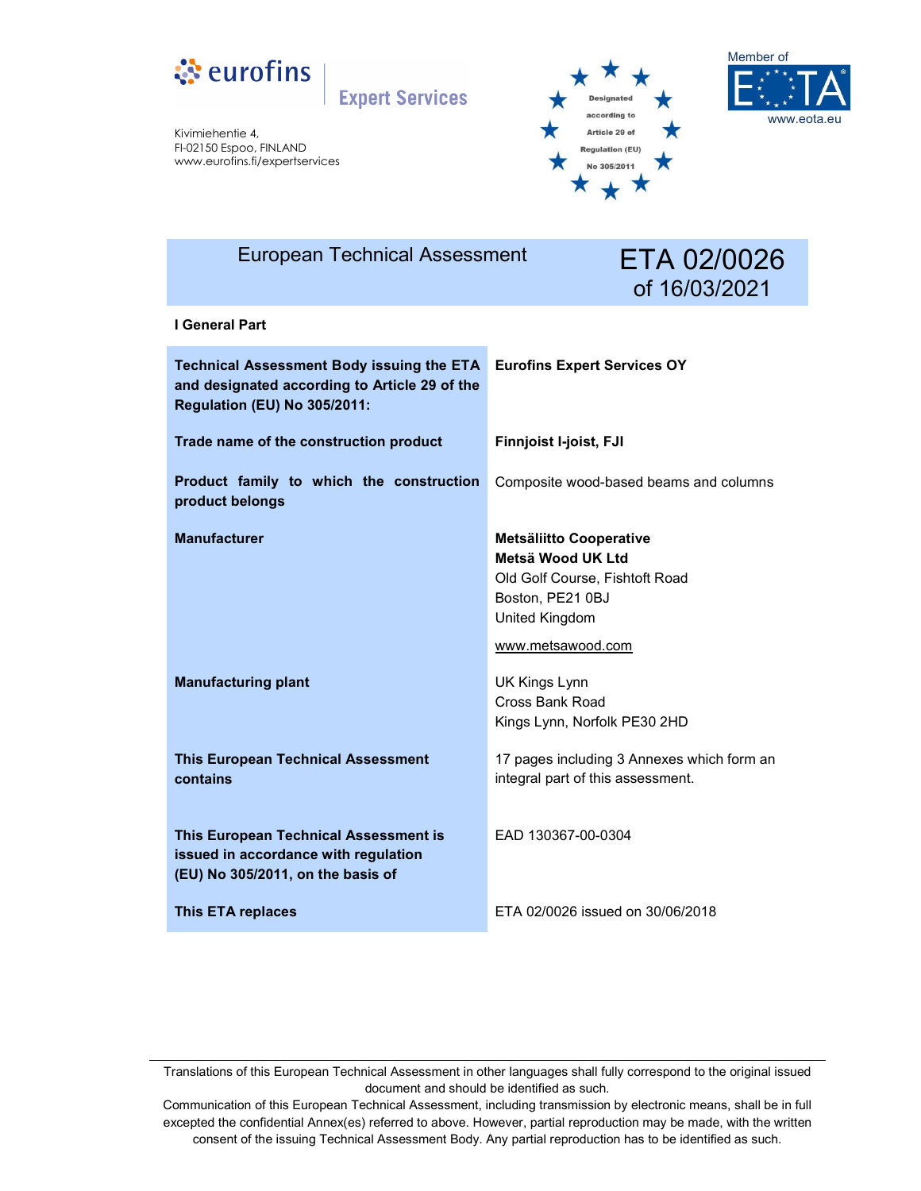eurofins Expert Services

Kivimiehentie 4,
FI-02150 Espoo, FINLAND
www.eurofins.fi/expertservices

Designated according to Article 29 of Regulation (EU) No 305/2011

Member of EOTA
www.eota.eu

# European Technical Assessment ETA 02/0026 of 16/03/2021

**I General Part**

| | |
|---|---|
| **Technical Assessment Body issuing the ETA and designated according to Article 29 of the Regulation (EU) No 305/2011:** | **Eurofins Expert Services OY** |
| **Trade name of the construction product** | **Finnjoist I-joist, FJI** |
| **Product family to which the construction product belongs** | Composite wood-based beams and columns |
| **Manufacturer** | **Metsäliitto Cooperative**<br>**Metsä Wood UK Ltd**<br>Old Golf Course, Fishtoft Road<br>Boston, PE21 0BJ<br>United Kingdom<br><br>www.metsawood.com |
| **Manufacturing plant** | UK Kings Lynn<br>Cross Bank Road<br>Kings Lynn, Norfolk PE30 2HD |
| **This European Technical Assessment contains** | 17 pages including 3 Annexes which form an integral part of this assessment. |
| **This European Technical Assessment is issued in accordance with regulation (EU) No 305/2011, on the basis of** | EAD 130367-00-0304 |
| **This ETA replaces** | ETA 02/0026 issued on 30/06/2018 |

Translations of this European Technical Assessment in other languages shall fully correspond to the original issued document and should be identified as such.

Communication of this European Technical Assessment, including transmission by electronic means, shall be in full excepted the confidential Annex(es) referred to above. However, partial reproduction may be made, with the written consent of the issuing Technical Assessment Body. Any partial reproduction has to be identified as such.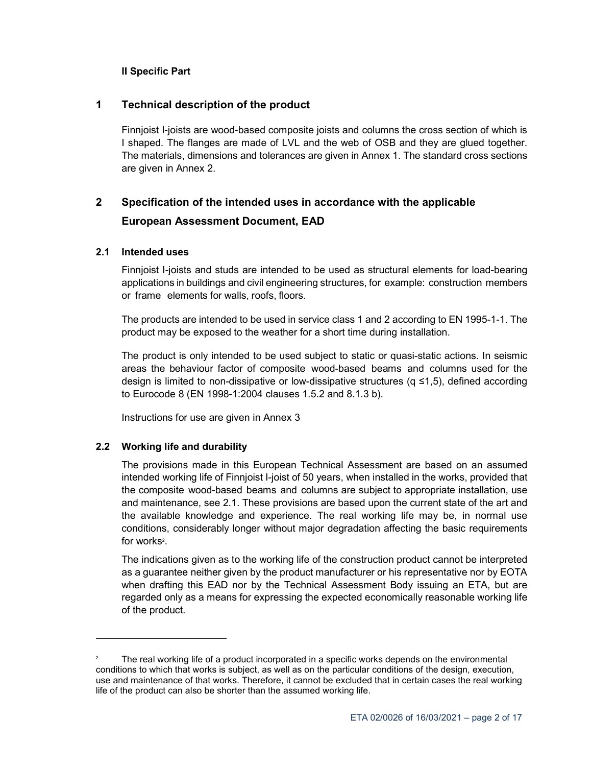**II Specific Part**

## 1 Technical description of the product

Finnjoist I-joists are wood-based composite joists and columns the cross section of which is I shaped. The flanges are made of LVL and the web of OSB and they are glued together. The materials, dimensions and tolerances are given in Annex 1. The standard cross sections are given in Annex 2.

## 2 Specification of the intended uses in accordance with the applicable European Assessment Document, EAD

### 2.1 Intended uses

Finnjoist I-joists and studs are intended to be used as structural elements for load-bearing applications in buildings and civil engineering structures, for example: construction members or frame elements for walls, roofs, floors.

The products are intended to be used in service class 1 and 2 according to EN 1995-1-1. The product may be exposed to the weather for a short time during installation.

The product is only intended to be used subject to static or quasi-static actions. In seismic areas the behaviour factor of composite wood-based beams and columns used for the design is limited to non-dissipative or low-dissipative structures ($q \leq 1{,}5$), defined according to Eurocode 8 (EN 1998-1:2004 clauses 1.5.2 and 8.1.3 b).

Instructions for use are given in Annex 3

### 2.2 Working life and durability

The provisions made in this European Technical Assessment are based on an assumed intended working life of Finnjoist I-joist of 50 years, when installed in the works, provided that the composite wood-based beams and columns are subject to appropriate installation, use and maintenance, see 2.1. These provisions are based upon the current state of the art and the available knowledge and experience. The real working life may be, in normal use conditions, considerably longer without major degradation affecting the basic requirements for works[2].

The indications given as to the working life of the construction product cannot be interpreted as a guarantee neither given by the product manufacturer or his representative nor by EOTA when drafting this EAD nor by the Technical Assessment Body issuing an ETA, but are regarded only as a means for expressing the expected economically reasonable working life of the product.

---

[2] The real working life of a product incorporated in a specific works depends on the environmental conditions to which that works is subject, as well as on the particular conditions of the design, execution, use and maintenance of that works. Therefore, it cannot be excluded that in certain cases the real working life of the product can also be shorter than the assumed working life.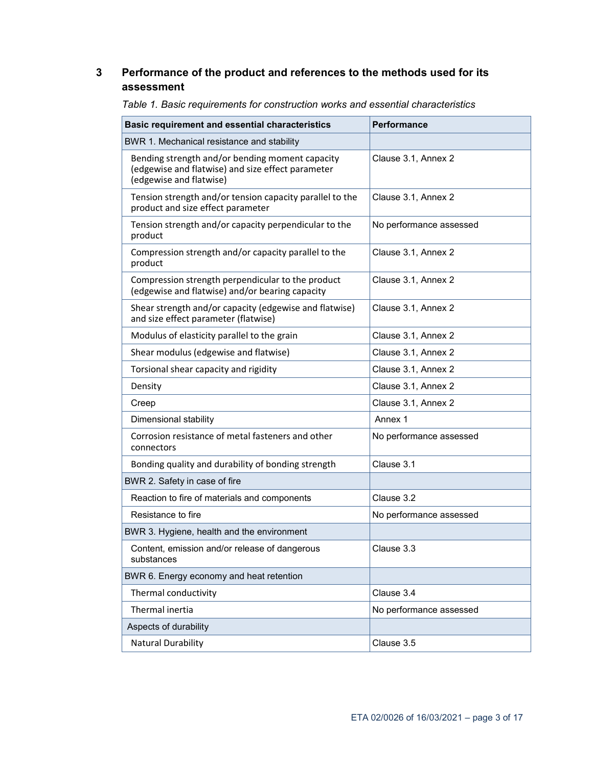## 3 Performance of the product and references to the methods used for its assessment

*Table 1. Basic requirements for construction works and essential characteristics*

| Basic requirement and essential characteristics | Performance |
|---|---|
| BWR 1. Mechanical resistance and stability | |
| Bending strength and/or bending moment capacity (edgewise and flatwise) and size effect parameter (edgewise and flatwise) | Clause 3.1, Annex 2 |
| Tension strength and/or tension capacity parallel to the product and size effect parameter | Clause 3.1, Annex 2 |
| Tension strength and/or capacity perpendicular to the product | No performance assessed |
| Compression strength and/or capacity parallel to the product | Clause 3.1, Annex 2 |
| Compression strength perpendicular to the product (edgewise and flatwise) and/or bearing capacity | Clause 3.1, Annex 2 |
| Shear strength and/or capacity (edgewise and flatwise) and size effect parameter (flatwise) | Clause 3.1, Annex 2 |
| Modulus of elasticity parallel to the grain | Clause 3.1, Annex 2 |
| Shear modulus (edgewise and flatwise) | Clause 3.1, Annex 2 |
| Torsional shear capacity and rigidity | Clause 3.1, Annex 2 |
| Density | Clause 3.1, Annex 2 |
| Creep | Clause 3.1, Annex 2 |
| Dimensional stability | Annex 1 |
| Corrosion resistance of metal fasteners and other connectors | No performance assessed |
| Bonding quality and durability of bonding strength | Clause 3.1 |
| BWR 2. Safety in case of fire | |
| Reaction to fire of materials and components | Clause 3.2 |
| Resistance to fire | No performance assessed |
| BWR 3. Hygiene, health and the environment | |
| Content, emission and/or release of dangerous substances | Clause 3.3 |
| BWR 6. Energy economy and heat retention | |
| Thermal conductivity | Clause 3.4 |
| Thermal inertia | No performance assessed |
| Aspects of durability | |
| Natural Durability | Clause 3.5 |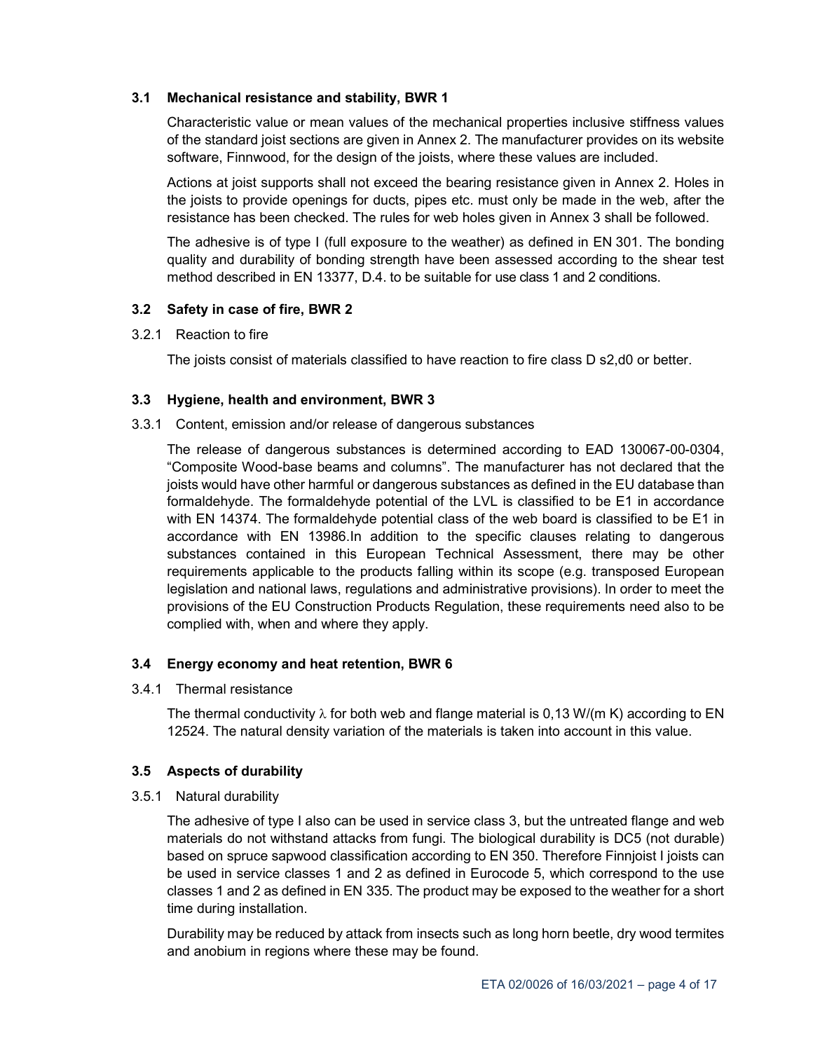### 3.1 Mechanical resistance and stability, BWR 1

Characteristic value or mean values of the mechanical properties inclusive stiffness values of the standard joist sections are given in Annex 2. The manufacturer provides on its website software, Finnwood, for the design of the joists, where these values are included.

Actions at joist supports shall not exceed the bearing resistance given in Annex 2. Holes in the joists to provide openings for ducts, pipes etc. must only be made in the web, after the resistance has been checked. The rules for web holes given in Annex 3 shall be followed.

The adhesive is of type I (full exposure to the weather) as defined in EN 301. The bonding quality and durability of bonding strength have been assessed according to the shear test method described in EN 13377, D.4. to be suitable for use class 1 and 2 conditions.

### 3.2 Safety in case of fire, BWR 2

#### 3.2.1 Reaction to fire

The joists consist of materials classified to have reaction to fire class D s2,d0 or better.

### 3.3 Hygiene, health and environment, BWR 3

#### 3.3.1 Content, emission and/or release of dangerous substances

The release of dangerous substances is determined according to EAD 130067-00-0304, "Composite Wood-base beams and columns". The manufacturer has not declared that the joists would have other harmful or dangerous substances as defined in the EU database than formaldehyde. The formaldehyde potential of the LVL is classified to be E1 in accordance with EN 14374. The formaldehyde potential class of the web board is classified to be E1 in accordance with EN 13986.In addition to the specific clauses relating to dangerous substances contained in this European Technical Assessment, there may be other requirements applicable to the products falling within its scope (e.g. transposed European legislation and national laws, regulations and administrative provisions). In order to meet the provisions of the EU Construction Products Regulation, these requirements need also to be complied with, when and where they apply.

### 3.4 Energy economy and heat retention, BWR 6

#### 3.4.1 Thermal resistance

The thermal conductivity $\lambda$ for both web and flange material is 0,13 W/(m K) according to EN 12524. The natural density variation of the materials is taken into account in this value.

### 3.5 Aspects of durability

#### 3.5.1 Natural durability

The adhesive of type I also can be used in service class 3, but the untreated flange and web materials do not withstand attacks from fungi. The biological durability is DC5 (not durable) based on spruce sapwood classification according to EN 350. Therefore Finnjoist I joists can be used in service classes 1 and 2 as defined in Eurocode 5, which correspond to the use classes 1 and 2 as defined in EN 335. The product may be exposed to the weather for a short time during installation.

Durability may be reduced by attack from insects such as long horn beetle, dry wood termites and anobium in regions where these may be found.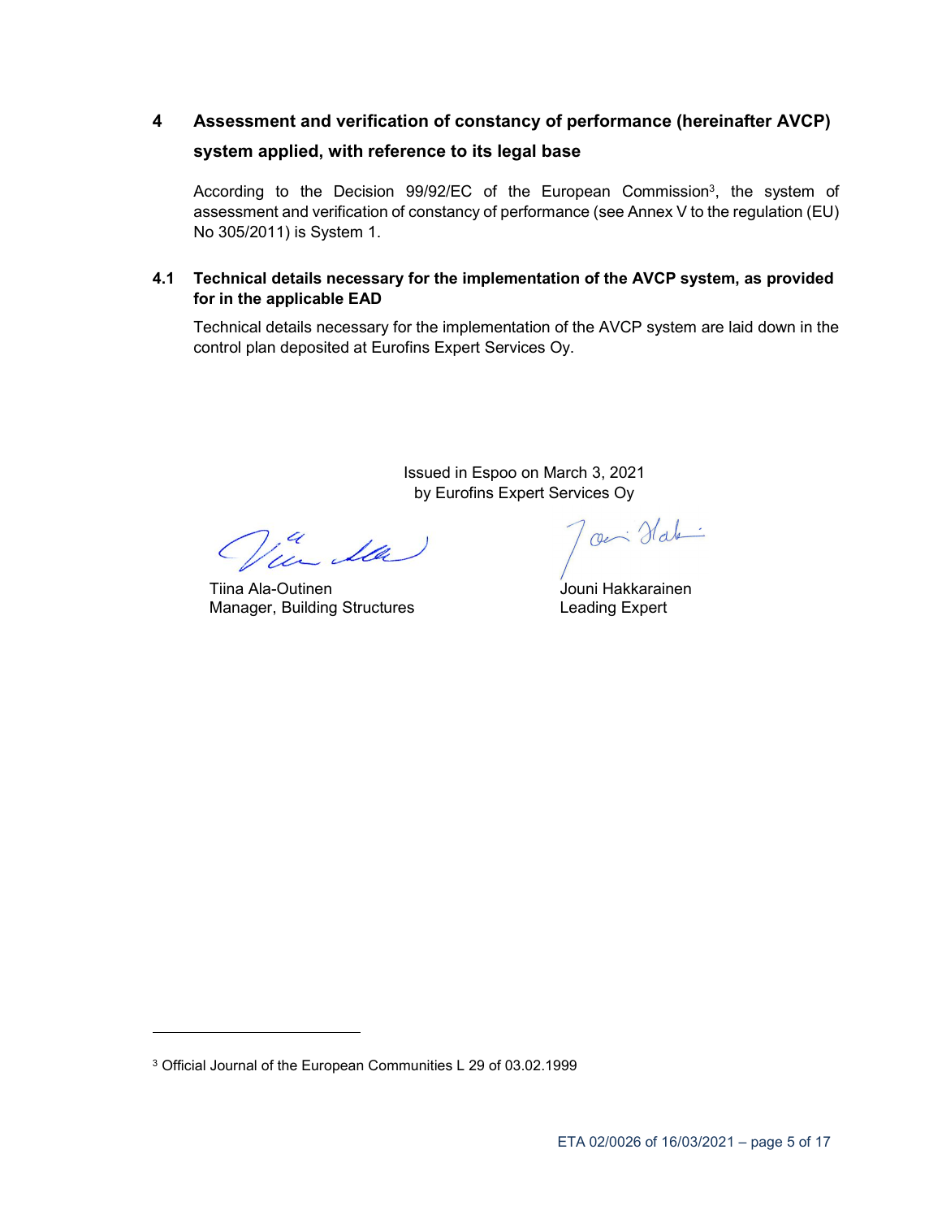## 4 Assessment and verification of constancy of performance (hereinafter AVCP) system applied, with reference to its legal base

According to the Decision 99/92/EC of the European Commission[3], the system of assessment and verification of constancy of performance (see Annex V to the regulation (EU) No 305/2011) is System 1.

### 4.1 Technical details necessary for the implementation of the AVCP system, as provided for in the applicable EAD

Technical details necessary for the implementation of the AVCP system are laid down in the control plan deposited at Eurofins Expert Services Oy.

Issued in Espoo on March 3, 2021
by Eurofins Expert Services Oy

Tiina Ala-Outinen
Manager, Building Structures

Jouni Hakkarainen
Leading Expert

[3] Official Journal of the European Communities L 29 of 03.02.1999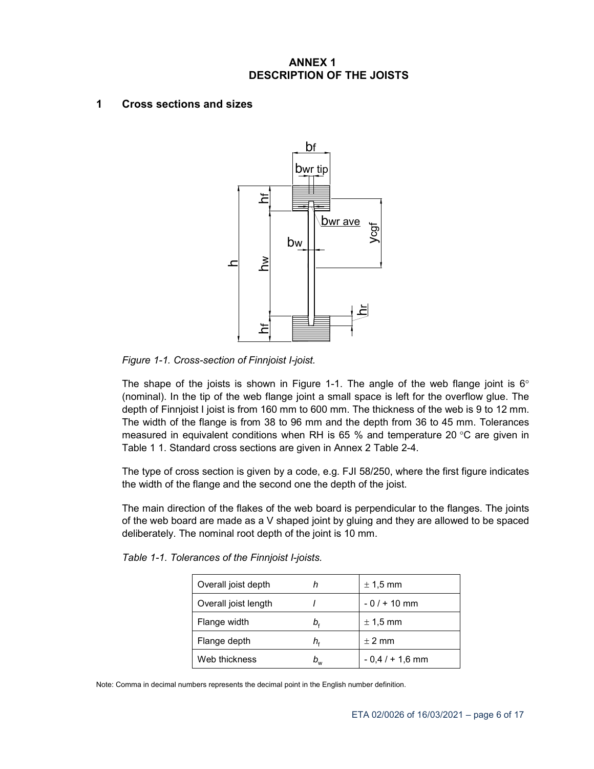# ANNEX 1
# DESCRIPTION OF THE JOISTS

## 1 Cross sections and sizes

*Figure 1-1. Cross-section of Finnjoist I-joist.*

The shape of the joists is shown in Figure 1-1. The angle of the web flange joint is 6° (nominal). In the tip of the web flange joint a small space is left for the overflow glue. The depth of Finnjoist I joist is from 160 mm to 600 mm. The thickness of the web is 9 to 12 mm. The width of the flange is from 38 to 96 mm and the depth from 36 to 45 mm. Tolerances measured in equivalent conditions when RH is 65 % and temperature 20 °C are given in Table 1 1. Standard cross sections are given in Annex 2 Table 2-4.

The type of cross section is given by a code, e.g. FJI 58/250, where the first figure indicates the width of the flange and the second one the depth of the joist.

The main direction of the flakes of the web board is perpendicular to the flanges. The joints of the web board are made as a V shaped joint by gluing and they are allowed to be spaced deliberately. The nominal root depth of the joint is 10 mm.

*Table 1-1. Tolerances of the Finnjoist I-joists.*

| | | |
|---|---|---|
| Overall joist depth | $h$ | ± 1,5 mm |
| Overall joist length | $l$ | - 0 / + 10 mm |
| Flange width | $b_f$ | ± 1,5 mm |
| Flange depth | $h_f$ | ± 2 mm |
| Web thickness | $b_w$ | - 0,4 / + 1,6 mm |

Note: Comma in decimal numbers represents the decimal point in the English number definition.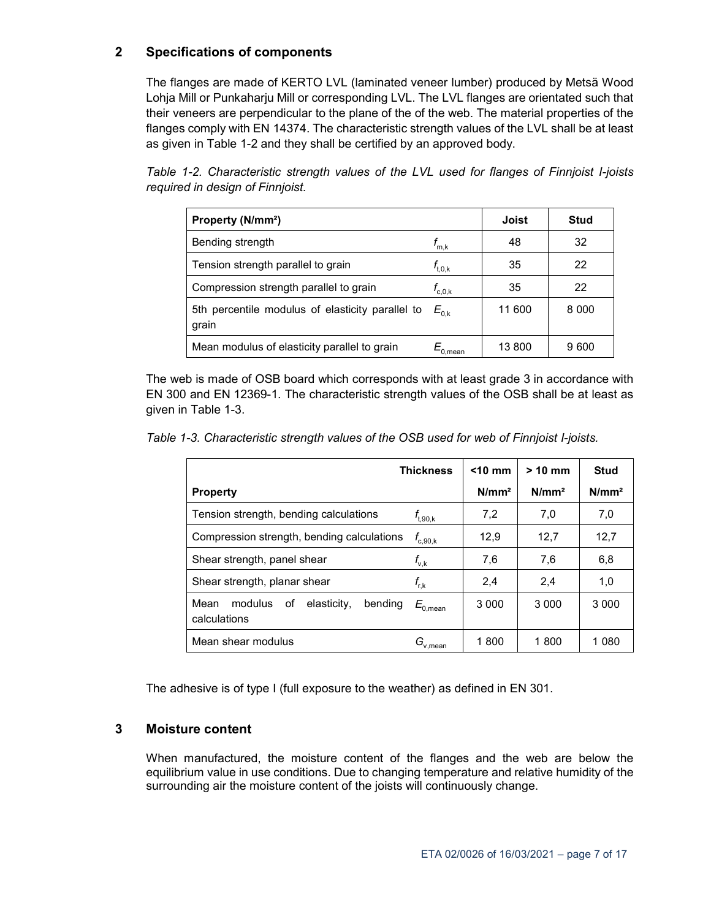## 2 Specifications of components

The flanges are made of KERTO LVL (laminated veneer lumber) produced by Metsä Wood Lohja Mill or Punkaharju Mill or corresponding LVL. The LVL flanges are orientated such that their veneers are perpendicular to the plane of the of the web. The material properties of the flanges comply with EN 14374. The characteristic strength values of the LVL shall be at least as given in Table 1-2 and they shall be certified by an approved body.

*Table 1-2. Characteristic strength values of the LVL used for flanges of Finnjoist I-joists required in design of Finnjoist.*

| Property (N/mm²) | | Joist | Stud |
|---|---|---|---|
| Bending strength | $f_{m,k}$ | 48 | 32 |
| Tension strength parallel to grain | $f_{t,0,k}$ | 35 | 22 |
| Compression strength parallel to grain | $f_{c,0,k}$ | 35 | 22 |
| 5th percentile modulus of elasticity parallel to grain | $E_{0,k}$ | 11 600 | 8 000 |
| Mean modulus of elasticity parallel to grain | $E_{0,mean}$ | 13 800 | 9 600 |

The web is made of OSB board which corresponds with at least grade 3 in accordance with EN 300 and EN 12369-1. The characteristic strength values of the OSB shall be at least as given in Table 1-3.

*Table 1-3. Characteristic strength values of the OSB used for web of Finnjoist I-joists.*

| Thickness | | <10 mm | > 10 mm | Stud |
|---|---|---|---|---|
| **Property** | | N/mm² | N/mm² | N/mm² |
| Tension strength, bending calculations | $f_{t,90,k}$ | 7,2 | 7,0 | 7,0 |
| Compression strength, bending calculations | $f_{c,90,k}$ | 12,9 | 12,7 | 12,7 |
| Shear strength, panel shear | $f_{v,k}$ | 7,6 | 7,6 | 6,8 |
| Shear strength, planar shear | $f_{r,k}$ | 2,4 | 2,4 | 1,0 |
| Mean modulus of elasticity, bending calculations | $E_{0,mean}$ | 3 000 | 3 000 | 3 000 |
| Mean shear modulus | $G_{v,mean}$ | 1 800 | 1 800 | 1 080 |

The adhesive is of type I (full exposure to the weather) as defined in EN 301.

## 3 Moisture content

When manufactured, the moisture content of the flanges and the web are below the equilibrium value in use conditions. Due to changing temperature and relative humidity of the surrounding air the moisture content of the joists will continuously change.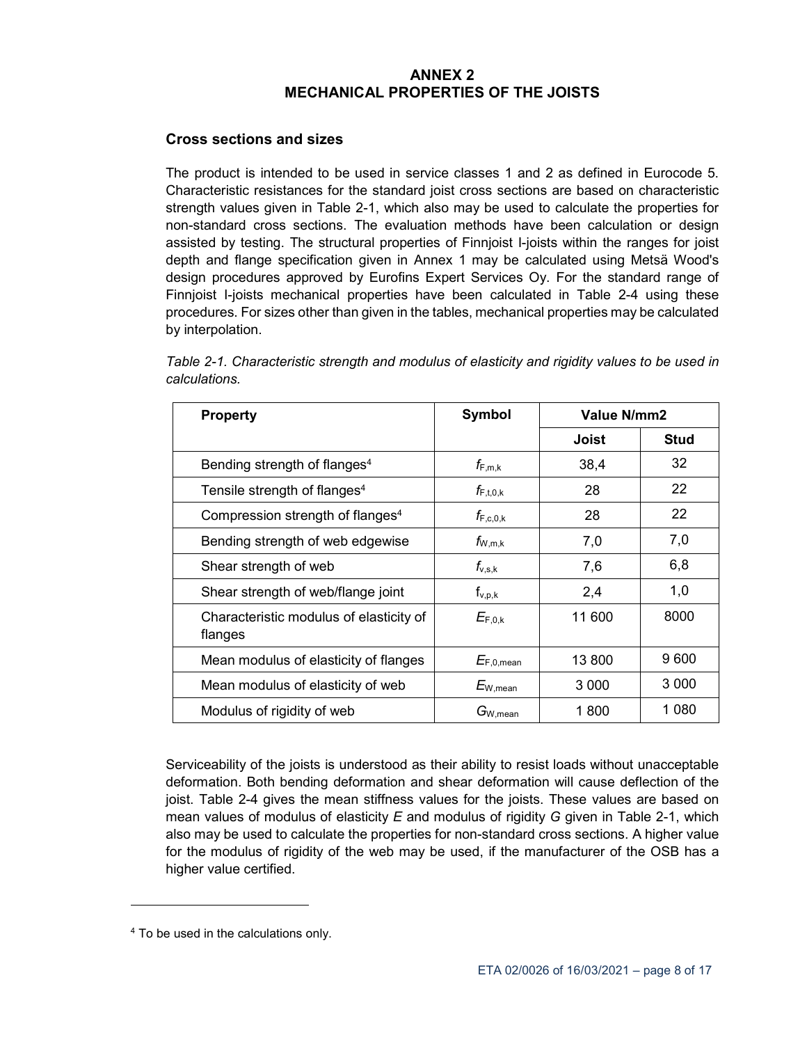# ANNEX 2
# MECHANICAL PROPERTIES OF THE JOISTS

## Cross sections and sizes

The product is intended to be used in service classes 1 and 2 as defined in Eurocode 5. Characteristic resistances for the standard joist cross sections are based on characteristic strength values given in Table 2-1, which also may be used to calculate the properties for non-standard cross sections. The evaluation methods have been calculation or design assisted by testing. The structural properties of Finnjoist I-joists within the ranges for joist depth and flange specification given in Annex 1 may be calculated using Metsä Wood's design procedures approved by Eurofins Expert Services Oy. For the standard range of Finnjoist I-joists mechanical properties have been calculated in Table 2-4 using these procedures. For sizes other than given in the tables, mechanical properties may be calculated by interpolation.

*Table 2-1. Characteristic strength and modulus of elasticity and rigidity values to be used in calculations.*

| Property | Symbol | Value N/mm2 | |
|---|---|---|---|
| | | Joist | Stud |
| Bending strength of flanges[4] | $f_{F,m,k}$ | 38,4 | 32 |
| Tensile strength of flanges[4] | $f_{F,t,0,k}$ | 28 | 22 |
| Compression strength of flanges[4] | $f_{F,c,0,k}$ | 28 | 22 |
| Bending strength of web edgewise | $f_{W,m,k}$ | 7,0 | 7,0 |
| Shear strength of web | $f_{v,s,k}$ | 7,6 | 6,8 |
| Shear strength of web/flange joint | $f_{v,p,k}$ | 2,4 | 1,0 |
| Characteristic modulus of elasticity of flanges | $E_{F,0,k}$ | 11 600 | 8000 |
| Mean modulus of elasticity of flanges | $E_{F,0,mean}$ | 13 800 | 9 600 |
| Mean modulus of elasticity of web | $E_{W,mean}$ | 3 000 | 3 000 |
| Modulus of rigidity of web | $G_{W,mean}$ | 1 800 | 1 080 |

Serviceability of the joists is understood as their ability to resist loads without unacceptable deformation. Both bending deformation and shear deformation will cause deflection of the joist. Table 2-4 gives the mean stiffness values for the joists. These values are based on mean values of modulus of elasticity *E* and modulus of rigidity *G* given in Table 2-1, which also may be used to calculate the properties for non-standard cross sections. A higher value for the modulus of rigidity of the web may be used, if the manufacturer of the OSB has a higher value certified.

[4] To be used in the calculations only.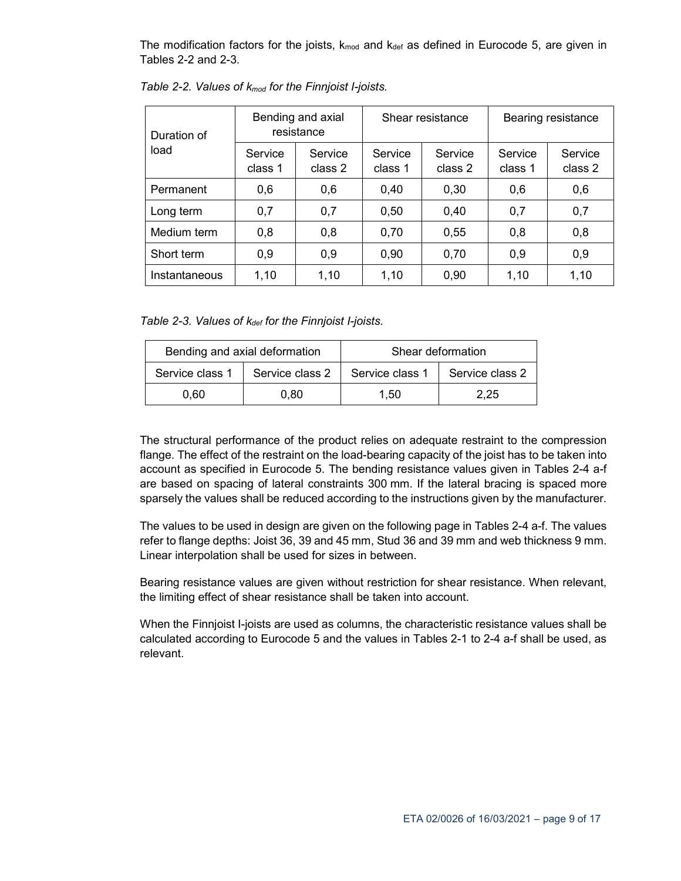The modification factors for the joists, $k_{mod}$ and $k_{def}$ as defined in Eurocode 5, are given in Tables 2-2 and 2-3.

*Table 2-2. Values of $k_{mod}$ for the Finnjoist I-joists.*

| Duration of load | Bending and axial resistance | | Shear resistance | | Bearing resistance | |
|---|---|---|---|---|---|---|
| | Service class 1 | Service class 2 | Service class 1 | Service class 2 | Service class 1 | Service class 2 |
| Permanent | 0,6 | 0,6 | 0,40 | 0,30 | 0,6 | 0,6 |
| Long term | 0,7 | 0,7 | 0,50 | 0,40 | 0,7 | 0,7 |
| Medium term | 0,8 | 0,8 | 0,70 | 0,55 | 0,8 | 0,8 |
| Short term | 0,9 | 0,9 | 0,90 | 0,70 | 0,9 | 0,9 |
| Instantaneous | 1,10 | 1,10 | 1,10 | 0,90 | 1,10 | 1,10 |

*Table 2-3. Values of $k_{def}$ for the Finnjoist I-joists.*

| Bending and axial deformation | | Shear deformation | |
|---|---|---|---|
| Service class 1 | Service class 2 | Service class 1 | Service class 2 |
| 0,60 | 0,80 | 1,50 | 2,25 |

The structural performance of the product relies on adequate restraint to the compression flange. The effect of the restraint on the load-bearing capacity of the joist has to be taken into account as specified in Eurocode 5. The bending resistance values given in Tables 2-4 a-f are based on spacing of lateral constraints 300 mm. If the lateral bracing is spaced more sparsely the values shall be reduced according to the instructions given by the manufacturer.

The values to be used in design are given on the following page in Tables 2-4 a-f. The values refer to flange depths: Joist 36, 39 and 45 mm, Stud 36 and 39 mm and web thickness 9 mm. Linear interpolation shall be used for sizes in between.

Bearing resistance values are given without restriction for shear resistance. When relevant, the limiting effect of shear resistance shall be taken into account.

When the Finnjoist I-joists are used as columns, the characteristic resistance values shall be calculated according to Eurocode 5 and the values in Tables 2-1 to 2-4 a-f shall be used, as relevant.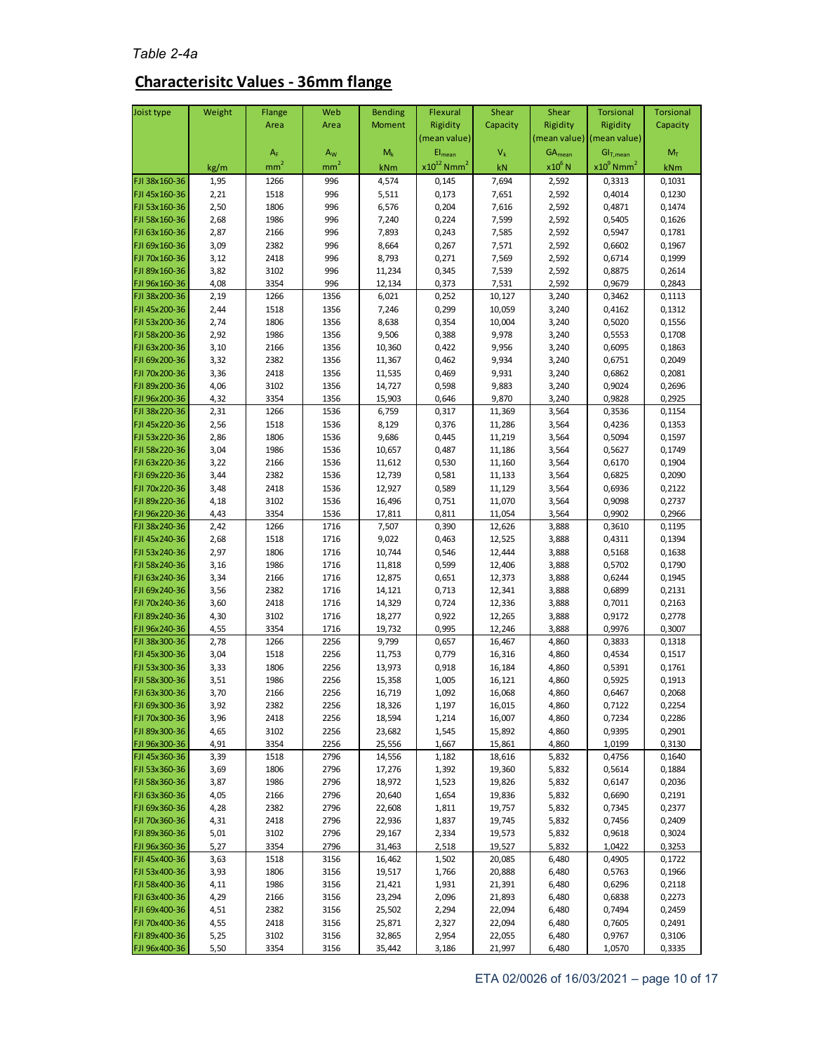*Table 2-4a*

## Characterisitc Values - 36mm flange

| Joist type | Weight | Flange Area | Web Area | Bending Moment | Flexural Rigidity (mean value) | Shear Capacity | Shear Rigidity (mean value) | Torsional Rigidity (mean value) | Torsional Capacity |
|---|---|---|---|---|---|---|---|---|---|
| | | $A_F$ | $A_W$ | $M_k$ | $EI_{mean}$ | $V_k$ | $GA_{mean}$ | $GI_{T,mean}$ | $M_T$ |
| | kg/m | mm² | mm² | kNm | $x10^{12}$ Nmm² | kN | $x10^6$ N | $x10^9$ Nmm² | kNm |
| FJI 38x160-36 | 1,95 | 1266 | 996 | 4,574 | 0,145 | 7,694 | 2,592 | 0,3313 | 0,1031 |
| FJI 45x160-36 | 2,21 | 1518 | 996 | 5,511 | 0,173 | 7,651 | 2,592 | 0,4014 | 0,1230 |
| FJI 53x160-36 | 2,50 | 1806 | 996 | 6,576 | 0,204 | 7,616 | 2,592 | 0,4871 | 0,1474 |
| FJI 58x160-36 | 2,68 | 1986 | 996 | 7,240 | 0,224 | 7,599 | 2,592 | 0,5405 | 0,1626 |
| FJI 63x160-36 | 2,87 | 2166 | 996 | 7,893 | 0,243 | 7,585 | 2,592 | 0,5947 | 0,1781 |
| FJI 69x160-36 | 3,09 | 2382 | 996 | 8,664 | 0,267 | 7,571 | 2,592 | 0,6602 | 0,1967 |
| FJI 70x160-36 | 3,12 | 2418 | 996 | 8,793 | 0,271 | 7,569 | 2,592 | 0,6714 | 0,1999 |
| FJI 89x160-36 | 3,82 | 3102 | 996 | 11,234 | 0,345 | 7,539 | 2,592 | 0,8875 | 0,2614 |
| FJI 96x160-36 | 4,08 | 3354 | 996 | 12,134 | 0,373 | 7,531 | 2,592 | 0,9679 | 0,2843 |
| FJI 38x200-36 | 2,19 | 1266 | 1356 | 6,021 | 0,252 | 10,127 | 3,240 | 0,3462 | 0,1113 |
| FJI 45x200-36 | 2,44 | 1518 | 1356 | 7,246 | 0,299 | 10,059 | 3,240 | 0,4162 | 0,1312 |
| FJI 53x200-36 | 2,74 | 1806 | 1356 | 8,638 | 0,354 | 10,004 | 3,240 | 0,5020 | 0,1556 |
| FJI 58x200-36 | 2,92 | 1986 | 1356 | 9,506 | 0,388 | 9,978 | 3,240 | 0,5553 | 0,1708 |
| FJI 63x200-36 | 3,10 | 2166 | 1356 | 10,360 | 0,422 | 9,956 | 3,240 | 0,6095 | 0,1863 |
| FJI 69x200-36 | 3,32 | 2382 | 1356 | 11,367 | 0,462 | 9,934 | 3,240 | 0,6751 | 0,2049 |
| FJI 70x200-36 | 3,36 | 2418 | 1356 | 11,535 | 0,469 | 9,931 | 3,240 | 0,6862 | 0,2081 |
| FJI 89x200-36 | 4,06 | 3102 | 1356 | 14,727 | 0,598 | 9,883 | 3,240 | 0,9024 | 0,2696 |
| FJI 96x200-36 | 4,32 | 3354 | 1356 | 15,903 | 0,646 | 9,870 | 3,240 | 0,9828 | 0,2925 |
| FJI 38x220-36 | 2,31 | 1266 | 1536 | 6,759 | 0,317 | 11,369 | 3,564 | 0,3536 | 0,1154 |
| FJI 45x220-36 | 2,56 | 1518 | 1536 | 8,129 | 0,376 | 11,286 | 3,564 | 0,4236 | 0,1353 |
| FJI 53x220-36 | 2,86 | 1806 | 1536 | 9,686 | 0,445 | 11,219 | 3,564 | 0,5094 | 0,1597 |
| FJI 58x220-36 | 3,04 | 1986 | 1536 | 10,657 | 0,487 | 11,186 | 3,564 | 0,5627 | 0,1749 |
| FJI 63x220-36 | 3,22 | 2166 | 1536 | 11,612 | 0,530 | 11,160 | 3,564 | 0,6170 | 0,1904 |
| FJI 69x220-36 | 3,44 | 2382 | 1536 | 12,739 | 0,581 | 11,133 | 3,564 | 0,6825 | 0,2090 |
| FJI 70x220-36 | 3,48 | 2418 | 1536 | 12,927 | 0,589 | 11,129 | 3,564 | 0,6936 | 0,2122 |
| FJI 89x220-36 | 4,18 | 3102 | 1536 | 16,496 | 0,751 | 11,070 | 3,564 | 0,9098 | 0,2737 |
| FJI 96x220-36 | 4,43 | 3354 | 1536 | 17,811 | 0,811 | 11,054 | 3,564 | 0,9902 | 0,2966 |
| FJI 38x240-36 | 2,42 | 1266 | 1716 | 7,507 | 0,390 | 12,626 | 3,888 | 0,3610 | 0,1195 |
| FJI 45x240-36 | 2,68 | 1518 | 1716 | 9,022 | 0,463 | 12,525 | 3,888 | 0,4311 | 0,1394 |
| FJI 53x240-36 | 2,97 | 1806 | 1716 | 10,744 | 0,546 | 12,444 | 3,888 | 0,5168 | 0,1638 |
| FJI 58x240-36 | 3,16 | 1986 | 1716 | 11,818 | 0,599 | 12,406 | 3,888 | 0,5702 | 0,1790 |
| FJI 63x240-36 | 3,34 | 2166 | 1716 | 12,875 | 0,651 | 12,373 | 3,888 | 0,6244 | 0,1945 |
| FJI 69x240-36 | 3,56 | 2382 | 1716 | 14,121 | 0,713 | 12,341 | 3,888 | 0,6899 | 0,2131 |
| FJI 70x240-36 | 3,60 | 2418 | 1716 | 14,329 | 0,724 | 12,336 | 3,888 | 0,7011 | 0,2163 |
| FJI 89x240-36 | 4,30 | 3102 | 1716 | 18,277 | 0,922 | 12,265 | 3,888 | 0,9172 | 0,2778 |
| FJI 96x240-36 | 4,55 | 3354 | 1716 | 19,732 | 0,995 | 12,246 | 3,888 | 0,9976 | 0,3007 |
| FJI 38x300-36 | 2,78 | 1266 | 2256 | 9,799 | 0,657 | 16,467 | 4,860 | 0,3833 | 0,1318 |
| FJI 45x300-36 | 3,04 | 1518 | 2256 | 11,753 | 0,779 | 16,316 | 4,860 | 0,4534 | 0,1517 |
| FJI 53x300-36 | 3,33 | 1806 | 2256 | 13,973 | 0,918 | 16,184 | 4,860 | 0,5391 | 0,1761 |
| FJI 58x300-36 | 3,51 | 1986 | 2256 | 15,358 | 1,005 | 16,121 | 4,860 | 0,5925 | 0,1913 |
| FJI 63x300-36 | 3,70 | 2166 | 2256 | 16,719 | 1,092 | 16,068 | 4,860 | 0,6467 | 0,2068 |
| FJI 69x300-36 | 3,92 | 2382 | 2256 | 18,326 | 1,197 | 16,015 | 4,860 | 0,7122 | 0,2254 |
| FJI 70x300-36 | 3,96 | 2418 | 2256 | 18,594 | 1,214 | 16,007 | 4,860 | 0,7234 | 0,2286 |
| FJI 89x300-36 | 4,65 | 3102 | 2256 | 23,682 | 1,545 | 15,892 | 4,860 | 0,9395 | 0,2901 |
| FJI 96x300-36 | 4,91 | 3354 | 2256 | 25,556 | 1,667 | 15,861 | 4,860 | 1,0199 | 0,3130 |
| FJI 45x360-36 | 3,39 | 1518 | 2796 | 14,556 | 1,182 | 18,616 | 5,832 | 0,4756 | 0,1640 |
| FJI 53x360-36 | 3,69 | 1806 | 2796 | 17,276 | 1,392 | 19,360 | 5,832 | 0,5614 | 0,1884 |
| FJI 58x360-36 | 3,87 | 1986 | 2796 | 18,972 | 1,523 | 19,826 | 5,832 | 0,6147 | 0,2036 |
| FJI 63x360-36 | 4,05 | 2166 | 2796 | 20,640 | 1,654 | 19,836 | 5,832 | 0,6690 | 0,2191 |
| FJI 69x360-36 | 4,28 | 2382 | 2796 | 22,608 | 1,811 | 19,757 | 5,832 | 0,7345 | 0,2377 |
| FJI 70x360-36 | 4,31 | 2418 | 2796 | 22,936 | 1,837 | 19,745 | 5,832 | 0,7456 | 0,2409 |
| FJI 89x360-36 | 5,01 | 3102 | 2796 | 29,167 | 2,334 | 19,573 | 5,832 | 0,9618 | 0,3024 |
| FJI 96x360-36 | 5,27 | 3354 | 2796 | 31,463 | 2,518 | 19,527 | 5,832 | 1,0422 | 0,3253 |
| FJI 45x400-36 | 3,63 | 1518 | 3156 | 16,462 | 1,502 | 20,085 | 6,480 | 0,4905 | 0,1722 |
| FJI 53x400-36 | 3,93 | 1806 | 3156 | 19,517 | 1,766 | 20,888 | 6,480 | 0,5763 | 0,1966 |
| FJI 58x400-36 | 4,11 | 1986 | 3156 | 21,421 | 1,931 | 21,391 | 6,480 | 0,6296 | 0,2118 |
| FJI 63x400-36 | 4,29 | 2166 | 3156 | 23,294 | 2,096 | 21,893 | 6,480 | 0,6838 | 0,2273 |
| FJI 69x400-36 | 4,51 | 2382 | 3156 | 25,502 | 2,294 | 22,094 | 6,480 | 0,7494 | 0,2459 |
| FJI 70x400-36 | 4,55 | 2418 | 3156 | 25,871 | 2,327 | 22,094 | 6,480 | 0,7605 | 0,2491 |
| FJI 89x400-36 | 5,25 | 3102 | 3156 | 32,865 | 2,954 | 22,055 | 6,480 | 0,9767 | 0,3106 |
| FJI 96x400-36 | 5,50 | 3354 | 3156 | 35,442 | 3,186 | 21,997 | 6,480 | 1,0570 | 0,3335 |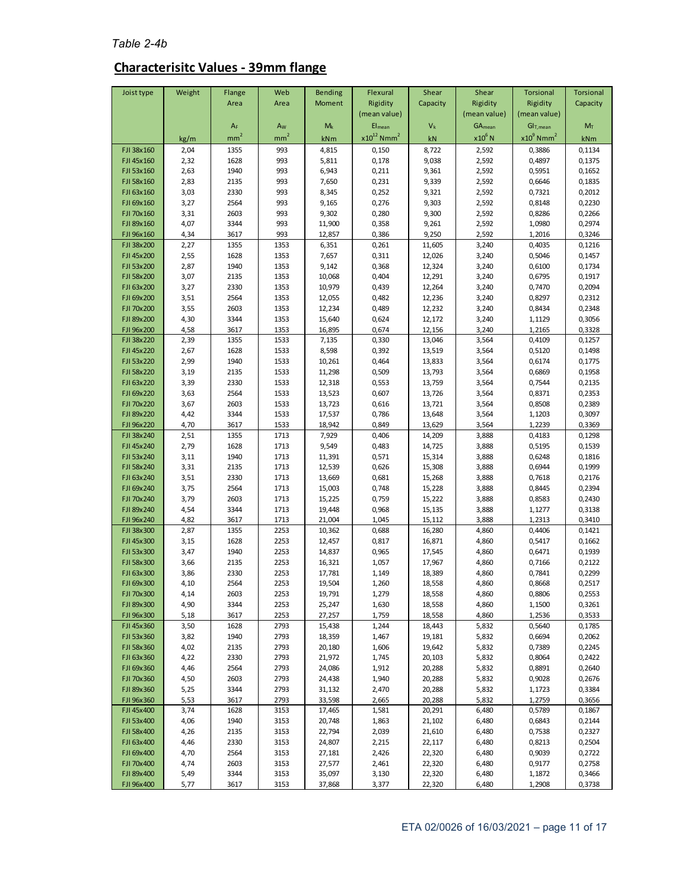*Table 2-4b*

## Characterisitc Values - 39mm flange

| Joist type | Weight | Flange Area | Web Area | Bending Moment | Flexural Rigidity (mean value) | Shear Capacity | Shear Rigidity (mean value) | Torsional Rigidity (mean value) | Torsional Capacity |
|---|---|---|---|---|---|---|---|---|---|
| | | $A_F$ | $A_W$ | $M_k$ | $EI_{mean}$ | $V_k$ | $GA_{mean}$ | $GI_{T,mean}$ | $M_T$ |
| | kg/m | $mm^2$ | $mm^2$ | kNm | $x10^{12}$ $Nmm^2$ | kN | $x10^6$ N | $x10^9$ $Nmm^2$ | kNm |
| FJI 38x160 | 2,04 | 1355 | 993 | 4,815 | 0,150 | 8,722 | 2,592 | 0,3886 | 0,1134 |
| FJI 45x160 | 2,32 | 1628 | 993 | 5,811 | 0,178 | 9,038 | 2,592 | 0,4897 | 0,1375 |
| FJI 53x160 | 2,63 | 1940 | 993 | 6,943 | 0,211 | 9,361 | 2,592 | 0,5951 | 0,1652 |
| FJI 58x160 | 2,83 | 2135 | 993 | 7,650 | 0,231 | 9,339 | 2,592 | 0,6646 | 0,1835 |
| FJI 63x160 | 3,03 | 2330 | 993 | 8,345 | 0,252 | 9,321 | 2,592 | 0,7321 | 0,2012 |
| FJI 69x160 | 3,27 | 2564 | 993 | 9,165 | 0,276 | 9,303 | 2,592 | 0,8148 | 0,2230 |
| FJI 70x160 | 3,31 | 2603 | 993 | 9,302 | 0,280 | 9,300 | 2,592 | 0,8286 | 0,2266 |
| FJI 89x160 | 4,07 | 3344 | 993 | 11,900 | 0,358 | 9,261 | 2,592 | 1,0980 | 0,2974 |
| FJI 96x160 | 4,34 | 3617 | 993 | 12,857 | 0,386 | 9,250 | 2,592 | 1,2016 | 0,3246 |
| FJI 38x200 | 2,27 | 1355 | 1353 | 6,351 | 0,261 | 11,605 | 3,240 | 0,4035 | 0,1216 |
| FJI 45x200 | 2,55 | 1628 | 1353 | 7,657 | 0,311 | 12,026 | 3,240 | 0,5046 | 0,1457 |
| FJI 53x200 | 2,87 | 1940 | 1353 | 9,142 | 0,368 | 12,324 | 3,240 | 0,6100 | 0,1734 |
| FJI 58x200 | 3,07 | 2135 | 1353 | 10,068 | 0,404 | 12,291 | 3,240 | 0,6795 | 0,1917 |
| FJI 63x200 | 3,27 | 2330 | 1353 | 10,979 | 0,439 | 12,264 | 3,240 | 0,7470 | 0,2094 |
| FJI 69x200 | 3,51 | 2564 | 1353 | 12,055 | 0,482 | 12,236 | 3,240 | 0,8297 | 0,2312 |
| FJI 70x200 | 3,55 | 2603 | 1353 | 12,234 | 0,489 | 12,232 | 3,240 | 0,8434 | 0,2348 |
| FJI 89x200 | 4,30 | 3344 | 1353 | 15,640 | 0,624 | 12,172 | 3,240 | 1,1129 | 0,3056 |
| FJI 96x200 | 4,58 | 3617 | 1353 | 16,895 | 0,674 | 12,156 | 3,240 | 1,2165 | 0,3328 |
| FJI 38x220 | 2,39 | 1355 | 1533 | 7,135 | 0,330 | 13,046 | 3,564 | 0,4109 | 0,1257 |
| FJI 45x220 | 2,67 | 1628 | 1533 | 8,598 | 0,392 | 13,519 | 3,564 | 0,5120 | 0,1498 |
| FJI 53x220 | 2,99 | 1940 | 1533 | 10,261 | 0,464 | 13,833 | 3,564 | 0,6174 | 0,1775 |
| FJI 58x220 | 3,19 | 2135 | 1533 | 11,298 | 0,509 | 13,793 | 3,564 | 0,6869 | 0,1958 |
| FJI 63x220 | 3,39 | 2330 | 1533 | 12,318 | 0,553 | 13,759 | 3,564 | 0,7544 | 0,2135 |
| FJI 69x220 | 3,63 | 2564 | 1533 | 13,523 | 0,607 | 13,726 | 3,564 | 0,8371 | 0,2353 |
| FJI 70x220 | 3,67 | 2603 | 1533 | 13,723 | 0,616 | 13,721 | 3,564 | 0,8508 | 0,2389 |
| FJI 89x220 | 4,42 | 3344 | 1533 | 17,537 | 0,786 | 13,648 | 3,564 | 1,1203 | 0,3097 |
| FJI 96x220 | 4,70 | 3617 | 1533 | 18,942 | 0,849 | 13,629 | 3,564 | 1,2239 | 0,3369 |
| FJI 38x240 | 2,51 | 1355 | 1713 | 7,929 | 0,406 | 14,209 | 3,888 | 0,4183 | 0,1298 |
| FJI 45x240 | 2,79 | 1628 | 1713 | 9,549 | 0,483 | 14,725 | 3,888 | 0,5195 | 0,1539 |
| FJI 53x240 | 3,11 | 1940 | 1713 | 11,391 | 0,571 | 15,314 | 3,888 | 0,6248 | 0,1816 |
| FJI 58x240 | 3,31 | 2135 | 1713 | 12,539 | 0,626 | 15,308 | 3,888 | 0,6944 | 0,1999 |
| FJI 63x240 | 3,51 | 2330 | 1713 | 13,669 | 0,681 | 15,268 | 3,888 | 0,7618 | 0,2176 |
| FJI 69x240 | 3,75 | 2564 | 1713 | 15,003 | 0,748 | 15,228 | 3,888 | 0,8445 | 0,2394 |
| FJI 70x240 | 3,79 | 2603 | 1713 | 15,225 | 0,759 | 15,222 | 3,888 | 0,8583 | 0,2430 |
| FJI 89x240 | 4,54 | 3344 | 1713 | 19,448 | 0,968 | 15,135 | 3,888 | 1,1277 | 0,3138 |
| FJI 96x240 | 4,82 | 3617 | 1713 | 21,004 | 1,045 | 15,112 | 3,888 | 1,2313 | 0,3410 |
| FJI 38x300 | 2,87 | 1355 | 2253 | 10,362 | 0,688 | 16,280 | 4,860 | 0,4406 | 0,1421 |
| FJI 45x300 | 3,15 | 1628 | 2253 | 12,457 | 0,817 | 16,871 | 4,860 | 0,5417 | 0,1662 |
| FJI 53x300 | 3,47 | 1940 | 2253 | 14,837 | 0,965 | 17,545 | 4,860 | 0,6471 | 0,1939 |
| FJI 58x300 | 3,66 | 2135 | 2253 | 16,321 | 1,057 | 17,967 | 4,860 | 0,7166 | 0,2122 |
| FJI 63x300 | 3,86 | 2330 | 2253 | 17,781 | 1,149 | 18,389 | 4,860 | 0,7841 | 0,2299 |
| FJI 69x300 | 4,10 | 2564 | 2253 | 19,504 | 1,260 | 18,558 | 4,860 | 0,8668 | 0,2517 |
| FJI 70x300 | 4,14 | 2603 | 2253 | 19,791 | 1,279 | 18,558 | 4,860 | 0,8806 | 0,2553 |
| FJI 89x300 | 4,90 | 3344 | 2253 | 25,247 | 1,630 | 18,558 | 4,860 | 1,1500 | 0,3261 |
| FJI 96x300 | 5,18 | 3617 | 2253 | 27,257 | 1,759 | 18,558 | 4,860 | 1,2536 | 0,3533 |
| FJI 45x360 | 3,50 | 1628 | 2793 | 15,438 | 1,244 | 18,443 | 5,832 | 0,5640 | 0,1785 |
| FJI 53x360 | 3,82 | 1940 | 2793 | 18,359 | 1,467 | 19,181 | 5,832 | 0,6694 | 0,2062 |
| FJI 58x360 | 4,02 | 2135 | 2793 | 20,180 | 1,606 | 19,642 | 5,832 | 0,7389 | 0,2245 |
| FJI 63x360 | 4,22 | 2330 | 2793 | 21,972 | 1,745 | 20,103 | 5,832 | 0,8064 | 0,2422 |
| FJI 69x360 | 4,46 | 2564 | 2793 | 24,086 | 1,912 | 20,288 | 5,832 | 0,8891 | 0,2640 |
| FJI 70x360 | 4,50 | 2603 | 2793 | 24,438 | 1,940 | 20,288 | 5,832 | 0,9028 | 0,2676 |
| FJI 89x360 | 5,25 | 3344 | 2793 | 31,132 | 2,470 | 20,288 | 5,832 | 1,1723 | 0,3384 |
| FJI 96x360 | 5,53 | 3617 | 2793 | 33,598 | 2,665 | 20,288 | 5,832 | 1,2759 | 0,3656 |
| FJI 45x400 | 3,74 | 1628 | 3153 | 17,465 | 1,581 | 20,291 | 6,480 | 0,5789 | 0,1867 |
| FJI 53x400 | 4,06 | 1940 | 3153 | 20,748 | 1,863 | 21,102 | 6,480 | 0,6843 | 0,2144 |
| FJI 58x400 | 4,26 | 2135 | 3153 | 22,794 | 2,039 | 21,610 | 6,480 | 0,7538 | 0,2327 |
| FJI 63x400 | 4,46 | 2330 | 3153 | 24,807 | 2,215 | 22,117 | 6,480 | 0,8213 | 0,2504 |
| FJI 69x400 | 4,70 | 2564 | 3153 | 27,181 | 2,426 | 22,320 | 6,480 | 0,9039 | 0,2722 |
| FJI 70x400 | 4,74 | 2603 | 3153 | 27,577 | 2,461 | 22,320 | 6,480 | 0,9177 | 0,2758 |
| FJI 89x400 | 5,49 | 3344 | 3153 | 35,097 | 3,130 | 22,320 | 6,480 | 1,1872 | 0,3466 |
| FJI 96x400 | 5,77 | 3617 | 3153 | 37,868 | 3,377 | 22,320 | 6,480 | 1,2908 | 0,3738 |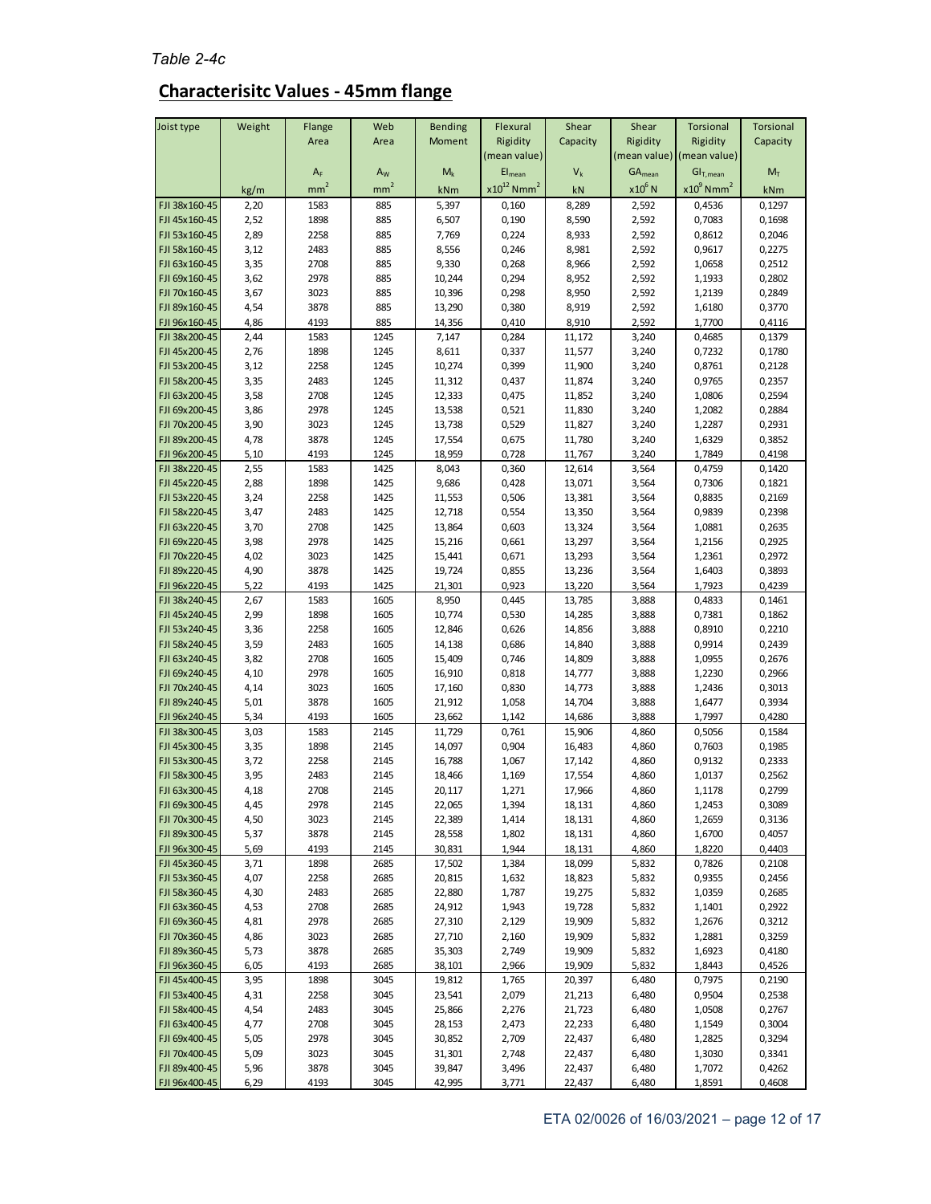*Table 2-4c*

## Characterisitc Values - 45mm flange

| Joist type | Weight | Flange Area | Web Area | Bending Moment | Flexural Rigidity (mean value) | Shear Capacity | Shear Rigidity (mean value) | Torsional Rigidity (mean value) | Torsional Capacity |
|---|---|---|---|---|---|---|---|---|---|
| | | $A_F$ | $A_W$ | $M_k$ | $EI_{mean}$ | $V_k$ | $GA_{mean}$ | $GI_{T,mean}$ | $M_T$ |
| | kg/m | $mm^2$ | $mm^2$ | kNm | $x10^{12}$ $Nmm^2$ | kN | $x10^6$ N | $x10^9$ $Nmm^2$ | kNm |
| FJI 38x160-45 | 2,20 | 1583 | 885 | 5,397 | 0,160 | 8,289 | 2,592 | 0,4536 | 0,1297 |
| FJI 45x160-45 | 2,52 | 1898 | 885 | 6,507 | 0,190 | 8,590 | 2,592 | 0,7083 | 0,1698 |
| FJI 53x160-45 | 2,89 | 2258 | 885 | 7,769 | 0,224 | 8,933 | 2,592 | 0,8612 | 0,2046 |
| FJI 58x160-45 | 3,12 | 2483 | 885 | 8,556 | 0,246 | 8,981 | 2,592 | 0,9617 | 0,2275 |
| FJI 63x160-45 | 3,35 | 2708 | 885 | 9,330 | 0,268 | 8,966 | 2,592 | 1,0658 | 0,2512 |
| FJI 69x160-45 | 3,62 | 2978 | 885 | 10,244 | 0,294 | 8,952 | 2,592 | 1,1933 | 0,2802 |
| FJI 70x160-45 | 3,67 | 3023 | 885 | 10,396 | 0,298 | 8,950 | 2,592 | 1,2139 | 0,2849 |
| FJI 89x160-45 | 4,54 | 3878 | 885 | 13,290 | 0,380 | 8,919 | 2,592 | 1,6180 | 0,3770 |
| FJI 96x160-45 | 4,86 | 4193 | 885 | 14,356 | 0,410 | 8,910 | 2,592 | 1,7700 | 0,4116 |
| FJI 38x200-45 | 2,44 | 1583 | 1245 | 7,147 | 0,284 | 11,172 | 3,240 | 0,4685 | 0,1379 |
| FJI 45x200-45 | 2,76 | 1898 | 1245 | 8,611 | 0,337 | 11,577 | 3,240 | 0,7232 | 0,1780 |
| FJI 53x200-45 | 3,12 | 2258 | 1245 | 10,274 | 0,399 | 11,900 | 3,240 | 0,8761 | 0,2128 |
| FJI 58x200-45 | 3,35 | 2483 | 1245 | 11,312 | 0,437 | 11,874 | 3,240 | 0,9765 | 0,2357 |
| FJI 63x200-45 | 3,58 | 2708 | 1245 | 12,333 | 0,475 | 11,852 | 3,240 | 1,0806 | 0,2594 |
| FJI 69x200-45 | 3,86 | 2978 | 1245 | 13,538 | 0,521 | 11,830 | 3,240 | 1,2082 | 0,2884 |
| FJI 70x200-45 | 3,90 | 3023 | 1245 | 13,738 | 0,529 | 11,827 | 3,240 | 1,2287 | 0,2931 |
| FJI 89x200-45 | 4,78 | 3878 | 1245 | 17,554 | 0,675 | 11,780 | 3,240 | 1,6329 | 0,3852 |
| FJI 96x200-45 | 5,10 | 4193 | 1245 | 18,959 | 0,728 | 11,767 | 3,240 | 1,7849 | 0,4198 |
| FJI 38x220-45 | 2,55 | 1583 | 1425 | 8,043 | 0,360 | 12,614 | 3,564 | 0,4759 | 0,1420 |
| FJI 45x220-45 | 2,88 | 1898 | 1425 | 9,686 | 0,428 | 13,071 | 3,564 | 0,7306 | 0,1821 |
| FJI 53x220-45 | 3,24 | 2258 | 1425 | 11,553 | 0,506 | 13,381 | 3,564 | 0,8835 | 0,2169 |
| FJI 58x220-45 | 3,47 | 2483 | 1425 | 12,718 | 0,554 | 13,350 | 3,564 | 0,9839 | 0,2398 |
| FJI 63x220-45 | 3,70 | 2708 | 1425 | 13,864 | 0,603 | 13,324 | 3,564 | 1,0881 | 0,2635 |
| FJI 69x220-45 | 3,98 | 2978 | 1425 | 15,216 | 0,661 | 13,297 | 3,564 | 1,2156 | 0,2925 |
| FJI 70x220-45 | 4,02 | 3023 | 1425 | 15,441 | 0,671 | 13,293 | 3,564 | 1,2361 | 0,2972 |
| FJI 89x220-45 | 4,90 | 3878 | 1425 | 19,724 | 0,855 | 13,236 | 3,564 | 1,6403 | 0,3893 |
| FJI 96x220-45 | 5,22 | 4193 | 1425 | 21,301 | 0,923 | 13,220 | 3,564 | 1,7923 | 0,4239 |
| FJI 38x240-45 | 2,67 | 1583 | 1605 | 8,950 | 0,445 | 13,785 | 3,888 | 0,4833 | 0,1461 |
| FJI 45x240-45 | 2,99 | 1898 | 1605 | 10,774 | 0,530 | 14,285 | 3,888 | 0,7381 | 0,1862 |
| FJI 53x240-45 | 3,36 | 2258 | 1605 | 12,846 | 0,626 | 14,856 | 3,888 | 0,8910 | 0,2210 |
| FJI 58x240-45 | 3,59 | 2483 | 1605 | 14,138 | 0,686 | 14,840 | 3,888 | 0,9914 | 0,2439 |
| FJI 63x240-45 | 3,82 | 2708 | 1605 | 15,409 | 0,746 | 14,809 | 3,888 | 1,0955 | 0,2676 |
| FJI 69x240-45 | 4,10 | 2978 | 1605 | 16,910 | 0,818 | 14,777 | 3,888 | 1,2230 | 0,2966 |
| FJI 70x240-45 | 4,14 | 3023 | 1605 | 17,160 | 0,830 | 14,773 | 3,888 | 1,2436 | 0,3013 |
| FJI 89x240-45 | 5,01 | 3878 | 1605 | 21,912 | 1,058 | 14,704 | 3,888 | 1,6477 | 0,3934 |
| FJI 96x240-45 | 5,34 | 4193 | 1605 | 23,662 | 1,142 | 14,686 | 3,888 | 1,7997 | 0,4280 |
| FJI 38x300-45 | 3,03 | 1583 | 2145 | 11,729 | 0,761 | 15,906 | 4,860 | 0,5056 | 0,1584 |
| FJI 45x300-45 | 3,35 | 1898 | 2145 | 14,097 | 0,904 | 16,483 | 4,860 | 0,7603 | 0,1985 |
| FJI 53x300-45 | 3,72 | 2258 | 2145 | 16,788 | 1,067 | 17,142 | 4,860 | 0,9132 | 0,2333 |
| FJI 58x300-45 | 3,95 | 2483 | 2145 | 18,466 | 1,169 | 17,554 | 4,860 | 1,0137 | 0,2562 |
| FJI 63x300-45 | 4,18 | 2708 | 2145 | 20,117 | 1,271 | 17,966 | 4,860 | 1,1178 | 0,2799 |
| FJI 69x300-45 | 4,45 | 2978 | 2145 | 22,065 | 1,394 | 18,131 | 4,860 | 1,2453 | 0,3089 |
| FJI 70x300-45 | 4,50 | 3023 | 2145 | 22,389 | 1,414 | 18,131 | 4,860 | 1,2659 | 0,3136 |
| FJI 89x300-45 | 5,37 | 3878 | 2145 | 28,558 | 1,802 | 18,131 | 4,860 | 1,6700 | 0,4057 |
| FJI 96x300-45 | 5,69 | 4193 | 2145 | 30,831 | 1,944 | 18,131 | 4,860 | 1,8220 | 0,4403 |
| FJI 45x360-45 | 3,71 | 1898 | 2685 | 17,502 | 1,384 | 18,099 | 5,832 | 0,7826 | 0,2108 |
| FJI 53x360-45 | 4,07 | 2258 | 2685 | 20,815 | 1,632 | 18,823 | 5,832 | 0,9355 | 0,2456 |
| FJI 58x360-45 | 4,30 | 2483 | 2685 | 22,880 | 1,787 | 19,275 | 5,832 | 1,0359 | 0,2685 |
| FJI 63x360-45 | 4,53 | 2708 | 2685 | 24,912 | 1,943 | 19,728 | 5,832 | 1,1401 | 0,2922 |
| FJI 69x360-45 | 4,81 | 2978 | 2685 | 27,310 | 2,129 | 19,909 | 5,832 | 1,2676 | 0,3212 |
| FJI 70x360-45 | 4,86 | 3023 | 2685 | 27,710 | 2,160 | 19,909 | 5,832 | 1,2881 | 0,3259 |
| FJI 89x360-45 | 5,73 | 3878 | 2685 | 35,303 | 2,749 | 19,909 | 5,832 | 1,6923 | 0,4180 |
| FJI 96x360-45 | 6,05 | 4193 | 2685 | 38,101 | 2,966 | 19,909 | 5,832 | 1,8443 | 0,4526 |
| FJI 45x400-45 | 3,95 | 1898 | 3045 | 19,812 | 1,765 | 20,397 | 6,480 | 0,7975 | 0,2190 |
| FJI 53x400-45 | 4,31 | 2258 | 3045 | 23,541 | 2,079 | 21,213 | 6,480 | 0,9504 | 0,2538 |
| FJI 58x400-45 | 4,54 | 2483 | 3045 | 25,866 | 2,276 | 21,723 | 6,480 | 1,0508 | 0,2767 |
| FJI 63x400-45 | 4,77 | 2708 | 3045 | 28,153 | 2,473 | 22,233 | 6,480 | 1,1549 | 0,3004 |
| FJI 69x400-45 | 5,05 | 2978 | 3045 | 30,852 | 2,709 | 22,437 | 6,480 | 1,2825 | 0,3294 |
| FJI 70x400-45 | 5,09 | 3023 | 3045 | 31,301 | 2,748 | 22,437 | 6,480 | 1,3030 | 0,3341 |
| FJI 89x400-45 | 5,96 | 3878 | 3045 | 39,847 | 3,496 | 22,437 | 6,480 | 1,7072 | 0,4262 |
| FJI 96x400-45 | 6,29 | 4193 | 3045 | 42,995 | 3,771 | 22,437 | 6,480 | 1,8591 | 0,4608 |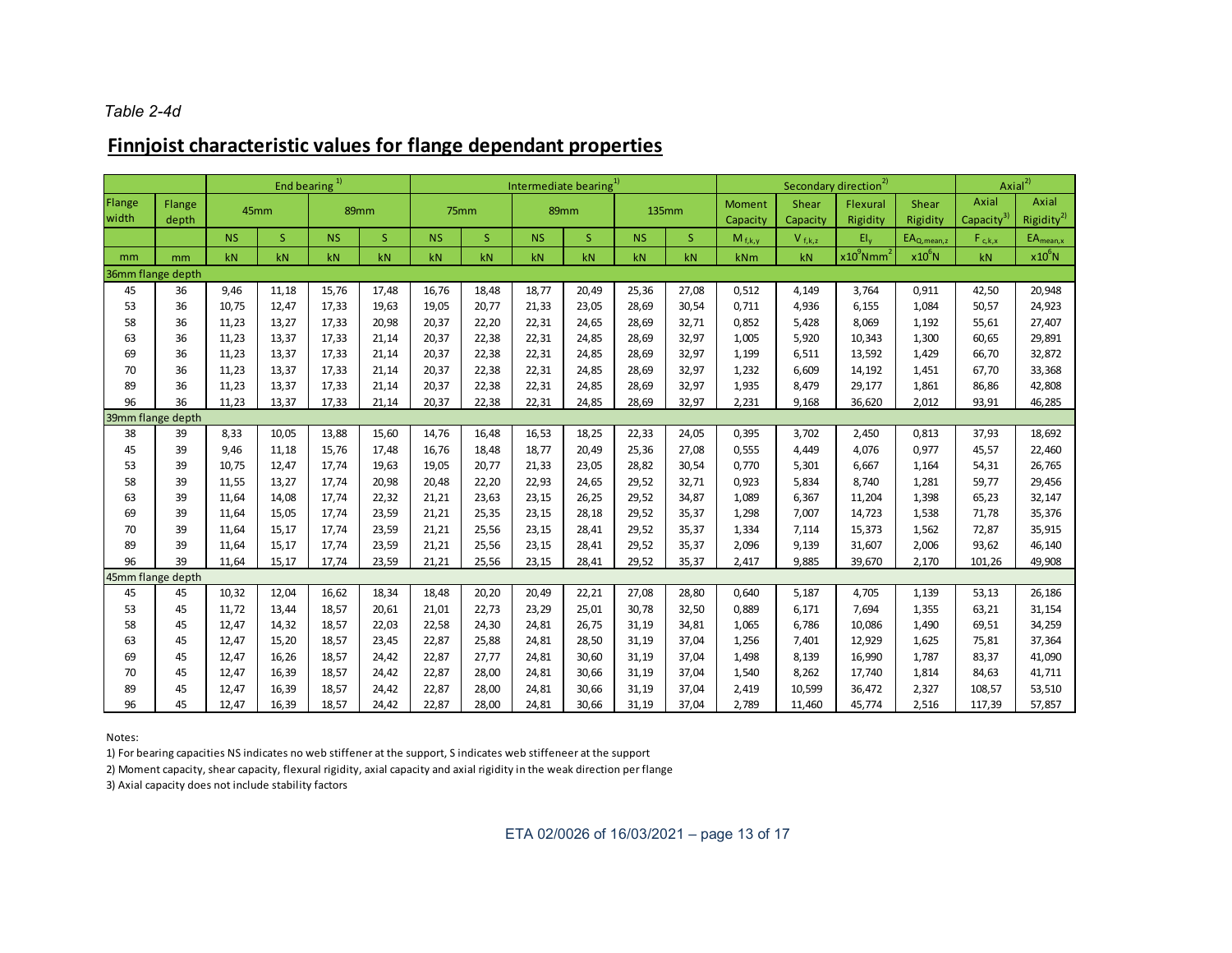*Table 2-4d*

## Finnjoist characteristic values for flange dependant properties

| | | End bearing [1] | | | | Intermediate bearing [1] | | | | | | Secondary direction [2] | | | | Axial [2] | |
|---|---|---|---|---|---|---|---|---|---|---|---|---|---|---|---|---|---|
| Flange width | Flange depth | 45mm | | 89mm | | 75mm | | 89mm | | 135mm | | Moment Capacity | Shear Capacity | Flexural Rigidity | Shear Rigidity | Axial Capacity [3] | Axial Rigidity [2] |
| | | NS | S | NS | S | NS | S | NS | S | NS | S | $M_{f,k,y}$ | $V_{f,k,z}$ | $EI_y$ | $EA_{Q,mean,z}$ | $F_{c,k,x}$ | $EA_{mean,x}$ |
| mm | mm | kN | kN | kN | kN | kN | kN | kN | kN | kN | kN | kNm | kN | $x10^9Nmm^2$ | $x10^6N$ | kN | $x10^6N$ |
| 36mm flange depth | | | | | | | | | | | | | | | | | |
| 45 | 36 | 9,46 | 11,18 | 15,76 | 17,48 | 16,76 | 18,48 | 18,77 | 20,49 | 25,36 | 27,08 | 0,512 | 4,149 | 3,764 | 0,911 | 42,50 | 20,948 |
| 53 | 36 | 10,75 | 12,47 | 17,33 | 19,63 | 19,05 | 20,77 | 21,33 | 23,05 | 28,69 | 30,54 | 0,711 | 4,936 | 6,155 | 1,084 | 50,57 | 24,923 |
| 58 | 36 | 11,23 | 13,27 | 17,33 | 20,98 | 20,37 | 22,20 | 22,31 | 24,65 | 28,69 | 32,71 | 0,852 | 5,428 | 8,069 | 1,192 | 55,61 | 27,407 |
| 63 | 36 | 11,23 | 13,37 | 17,33 | 21,14 | 20,37 | 22,38 | 22,31 | 24,85 | 28,69 | 32,97 | 1,005 | 5,920 | 10,343 | 1,300 | 60,65 | 29,891 |
| 69 | 36 | 11,23 | 13,37 | 17,33 | 21,14 | 20,37 | 22,38 | 22,31 | 24,85 | 28,69 | 32,97 | 1,199 | 6,511 | 13,592 | 1,429 | 66,70 | 32,872 |
| 70 | 36 | 11,23 | 13,37 | 17,33 | 21,14 | 20,37 | 22,38 | 22,31 | 24,85 | 28,69 | 32,97 | 1,232 | 6,609 | 14,192 | 1,451 | 67,70 | 33,368 |
| 89 | 36 | 11,23 | 13,37 | 17,33 | 21,14 | 20,37 | 22,38 | 22,31 | 24,85 | 28,69 | 32,97 | 1,935 | 8,479 | 29,177 | 1,861 | 86,86 | 42,808 |
| 96 | 36 | 11,23 | 13,37 | 17,33 | 21,14 | 20,37 | 22,38 | 22,31 | 24,85 | 28,69 | 32,97 | 2,231 | 9,168 | 36,620 | 2,012 | 93,91 | 46,285 |
| 39mm flange depth | | | | | | | | | | | | | | | | | |
| 38 | 39 | 8,33 | 10,05 | 13,88 | 15,60 | 14,76 | 16,48 | 16,53 | 18,25 | 22,33 | 24,05 | 0,395 | 3,702 | 2,450 | 0,813 | 37,93 | 18,692 |
| 45 | 39 | 9,46 | 11,18 | 15,76 | 17,48 | 16,76 | 18,48 | 18,77 | 20,49 | 25,36 | 27,08 | 0,555 | 4,449 | 4,076 | 0,977 | 45,57 | 22,460 |
| 53 | 39 | 10,75 | 12,47 | 17,74 | 19,63 | 19,05 | 20,77 | 21,33 | 23,05 | 28,82 | 30,54 | 0,770 | 5,301 | 6,667 | 1,164 | 54,31 | 26,765 |
| 58 | 39 | 11,55 | 13,27 | 17,74 | 20,98 | 20,48 | 22,20 | 22,93 | 24,65 | 29,52 | 32,71 | 0,923 | 5,834 | 8,740 | 1,281 | 59,77 | 29,456 |
| 63 | 39 | 11,64 | 14,08 | 17,74 | 22,32 | 21,21 | 23,63 | 23,15 | 26,25 | 29,52 | 34,87 | 1,089 | 6,367 | 11,204 | 1,398 | 65,23 | 32,147 |
| 69 | 39 | 11,64 | 15,05 | 17,74 | 23,59 | 21,21 | 25,35 | 23,15 | 28,18 | 29,52 | 35,37 | 1,298 | 7,007 | 14,723 | 1,538 | 71,78 | 35,376 |
| 70 | 39 | 11,64 | 15,17 | 17,74 | 23,59 | 21,21 | 25,56 | 23,15 | 28,41 | 29,52 | 35,37 | 1,334 | 7,114 | 15,373 | 1,562 | 72,87 | 35,915 |
| 89 | 39 | 11,64 | 15,17 | 17,74 | 23,59 | 21,21 | 25,56 | 23,15 | 28,41 | 29,52 | 35,37 | 2,096 | 9,139 | 31,607 | 2,006 | 93,62 | 46,140 |
| 96 | 39 | 11,64 | 15,17 | 17,74 | 23,59 | 21,21 | 25,56 | 23,15 | 28,41 | 29,52 | 35,37 | 2,417 | 9,885 | 39,670 | 2,170 | 101,26 | 49,908 |
| 45mm flange depth | | | | | | | | | | | | | | | | | |
| 45 | 45 | 10,32 | 12,04 | 16,62 | 18,34 | 18,48 | 20,20 | 20,49 | 22,21 | 27,08 | 28,80 | 0,640 | 5,187 | 4,705 | 1,139 | 53,13 | 26,186 |
| 53 | 45 | 11,72 | 13,44 | 18,57 | 20,61 | 21,01 | 22,73 | 23,29 | 25,01 | 30,78 | 32,50 | 0,889 | 6,171 | 7,694 | 1,355 | 63,21 | 31,154 |
| 58 | 45 | 12,47 | 14,32 | 18,57 | 22,03 | 22,58 | 24,30 | 24,81 | 26,75 | 31,19 | 34,81 | 1,065 | 6,786 | 10,086 | 1,490 | 69,51 | 34,259 |
| 63 | 45 | 12,47 | 15,20 | 18,57 | 23,45 | 22,87 | 25,88 | 24,81 | 28,50 | 31,19 | 37,04 | 1,256 | 7,401 | 12,929 | 1,625 | 75,81 | 37,364 |
| 69 | 45 | 12,47 | 16,26 | 18,57 | 24,42 | 22,87 | 27,77 | 24,81 | 30,60 | 31,19 | 37,04 | 1,498 | 8,139 | 16,990 | 1,787 | 83,37 | 41,090 |
| 70 | 45 | 12,47 | 16,39 | 18,57 | 24,42 | 22,87 | 28,00 | 24,81 | 30,66 | 31,19 | 37,04 | 1,540 | 8,262 | 17,740 | 1,814 | 84,63 | 41,711 |
| 89 | 45 | 12,47 | 16,39 | 18,57 | 24,42 | 22,87 | 28,00 | 24,81 | 30,66 | 31,19 | 37,04 | 2,419 | 10,599 | 36,472 | 2,327 | 108,57 | 53,510 |
| 96 | 45 | 12,47 | 16,39 | 18,57 | 24,42 | 22,87 | 28,00 | 24,81 | 30,66 | 31,19 | 37,04 | 2,789 | 11,460 | 45,774 | 2,516 | 117,39 | 57,857 |

Notes:

1) For bearing capacities NS indicates no web stiffener at the support, S indicates web stiffeneer at the support

2) Moment capacity, shear capacity, flexural rigidity, axial capacity and axial rigidity in the weak direction per flange

3) Axial capacity does not include stability factors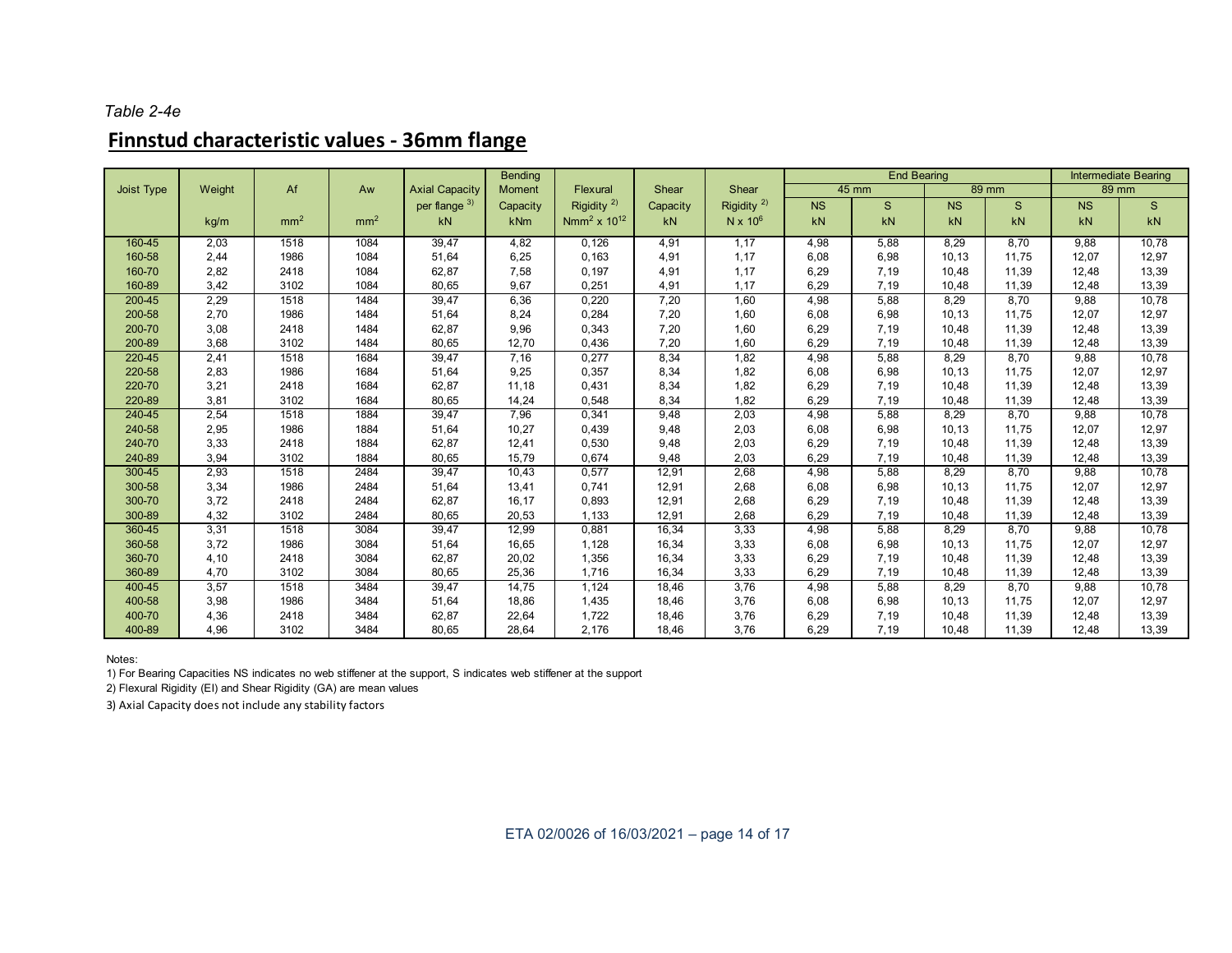*Table 2-4e*

## Finnstud characteristic values - 36mm flange

| Joist Type | Weight | Af | Aw | Axial Capacity per flange [3] | Bending Moment Capacity | Flexural Rigidity [2] | Shear Capacity | Shear Rigidity [2] | End Bearing 45 mm | | End Bearing 89 mm | | Intermediate Bearing 89 mm | |
|---|---|---|---|---|---|---|---|---|---|---|---|---|---|---|
| | | | | | | | | | NS | S | NS | S | NS | S |
| | kg/m | $mm^2$ | $mm^2$ | kN | kNm | $Nmm^2 \times 10^{12}$ | kN | $N \times 10^6$ | kN | kN | kN | kN | kN | kN |
| 160-45 | 2,03 | 1518 | 1084 | 39,47 | 4,82 | 0,126 | 4,91 | 1,17 | 4,98 | 5,88 | 8,29 | 8,70 | 9,88 | 10,78 |
| 160-58 | 2,44 | 1986 | 1084 | 51,64 | 6,25 | 0,163 | 4,91 | 1,17 | 6,08 | 6,98 | 10,13 | 11,75 | 12,07 | 12,97 |
| 160-70 | 2,82 | 2418 | 1084 | 62,87 | 7,58 | 0,197 | 4,91 | 1,17 | 6,29 | 7,19 | 10,48 | 11,39 | 12,48 | 13,39 |
| 160-89 | 3,42 | 3102 | 1084 | 80,65 | 9,67 | 0,251 | 4,91 | 1,17 | 6,29 | 7,19 | 10,48 | 11,39 | 12,48 | 13,39 |
| 200-45 | 2,29 | 1518 | 1484 | 39,47 | 6,36 | 0,220 | 7,20 | 1,60 | 4,98 | 5,88 | 8,29 | 8,70 | 9,88 | 10,78 |
| 200-58 | 2,70 | 1986 | 1484 | 51,64 | 8,24 | 0,284 | 7,20 | 1,60 | 6,08 | 6,98 | 10,13 | 11,75 | 12,07 | 12,97 |
| 200-70 | 3,08 | 2418 | 1484 | 62,87 | 9,96 | 0,343 | 7,20 | 1,60 | 6,29 | 7,19 | 10,48 | 11,39 | 12,48 | 13,39 |
| 200-89 | 3,68 | 3102 | 1484 | 80,65 | 12,70 | 0,436 | 7,20 | 1,60 | 6,29 | 7,19 | 10,48 | 11,39 | 12,48 | 13,39 |
| 220-45 | 2,41 | 1518 | 1684 | 39,47 | 7,16 | 0,277 | 8,34 | 1,82 | 4,98 | 5,88 | 8,29 | 8,70 | 9,88 | 10,78 |
| 220-58 | 2,83 | 1986 | 1684 | 51,64 | 9,25 | 0,357 | 8,34 | 1,82 | 6,08 | 6,98 | 10,13 | 11,75 | 12,07 | 12,97 |
| 220-70 | 3,21 | 2418 | 1684 | 62,87 | 11,18 | 0,431 | 8,34 | 1,82 | 6,29 | 7,19 | 10,48 | 11,39 | 12,48 | 13,39 |
| 220-89 | 3,81 | 3102 | 1684 | 80,65 | 14,24 | 0,548 | 8,34 | 1,82 | 6,29 | 7,19 | 10,48 | 11,39 | 12,48 | 13,39 |
| 240-45 | 2,54 | 1518 | 1884 | 39,47 | 7,96 | 0,341 | 9,48 | 2,03 | 4,98 | 5,88 | 8,29 | 8,70 | 9,88 | 10,78 |
| 240-58 | 2,95 | 1986 | 1884 | 51,64 | 10,27 | 0,439 | 9,48 | 2,03 | 6,08 | 6,98 | 10,13 | 11,75 | 12,07 | 12,97 |
| 240-70 | 3,33 | 2418 | 1884 | 62,87 | 12,41 | 0,530 | 9,48 | 2,03 | 6,29 | 7,19 | 10,48 | 11,39 | 12,48 | 13,39 |
| 240-89 | 3,94 | 3102 | 1884 | 80,65 | 15,79 | 0,674 | 9,48 | 2,03 | 6,29 | 7,19 | 10,48 | 11,39 | 12,48 | 13,39 |
| 300-45 | 2,93 | 1518 | 2484 | 39,47 | 10,43 | 0,577 | 12,91 | 2,68 | 4,98 | 5,88 | 8,29 | 8,70 | 9,88 | 10,78 |
| 300-58 | 3,34 | 1986 | 2484 | 51,64 | 13,41 | 0,741 | 12,91 | 2,68 | 6,08 | 6,98 | 10,13 | 11,75 | 12,07 | 12,97 |
| 300-70 | 3,72 | 2418 | 2484 | 62,87 | 16,17 | 0,893 | 12,91 | 2,68 | 6,29 | 7,19 | 10,48 | 11,39 | 12,48 | 13,39 |
| 300-89 | 4,32 | 3102 | 2484 | 80,65 | 20,53 | 1,133 | 12,91 | 2,68 | 6,29 | 7,19 | 10,48 | 11,39 | 12,48 | 13,39 |
| 360-45 | 3,31 | 1518 | 3084 | 39,47 | 12,99 | 0,881 | 16,34 | 3,33 | 4,98 | 5,88 | 8,29 | 8,70 | 9,88 | 10,78 |
| 360-58 | 3,72 | 1986 | 3084 | 51,64 | 16,65 | 1,128 | 16,34 | 3,33 | 6,08 | 6,98 | 10,13 | 11,75 | 12,07 | 12,97 |
| 360-70 | 4,10 | 2418 | 3084 | 62,87 | 20,02 | 1,356 | 16,34 | 3,33 | 6,29 | 7,19 | 10,48 | 11,39 | 12,48 | 13,39 |
| 360-89 | 4,70 | 3102 | 3084 | 80,65 | 25,36 | 1,716 | 16,34 | 3,33 | 6,29 | 7,19 | 10,48 | 11,39 | 12,48 | 13,39 |
| 400-45 | 3,57 | 1518 | 3484 | 39,47 | 14,75 | 1,124 | 18,46 | 3,76 | 4,98 | 5,88 | 8,29 | 8,70 | 9,88 | 10,78 |
| 400-58 | 3,98 | 1986 | 3484 | 51,64 | 18,86 | 1,435 | 18,46 | 3,76 | 6,08 | 6,98 | 10,13 | 11,75 | 12,07 | 12,97 |
| 400-70 | 4,36 | 2418 | 3484 | 62,87 | 22,64 | 1,722 | 18,46 | 3,76 | 6,29 | 7,19 | 10,48 | 11,39 | 12,48 | 13,39 |
| 400-89 | 4,96 | 3102 | 3484 | 80,65 | 28,64 | 2,176 | 18,46 | 3,76 | 6,29 | 7,19 | 10,48 | 11,39 | 12,48 | 13,39 |

Notes:

1) For Bearing Capacities NS indicates no web stiffener at the support, S indicates web stiffener at the support

2) Flexural Rigidity (EI) and Shear Rigidity (GA) are mean values

3) Axial Capacity does not include any stability factors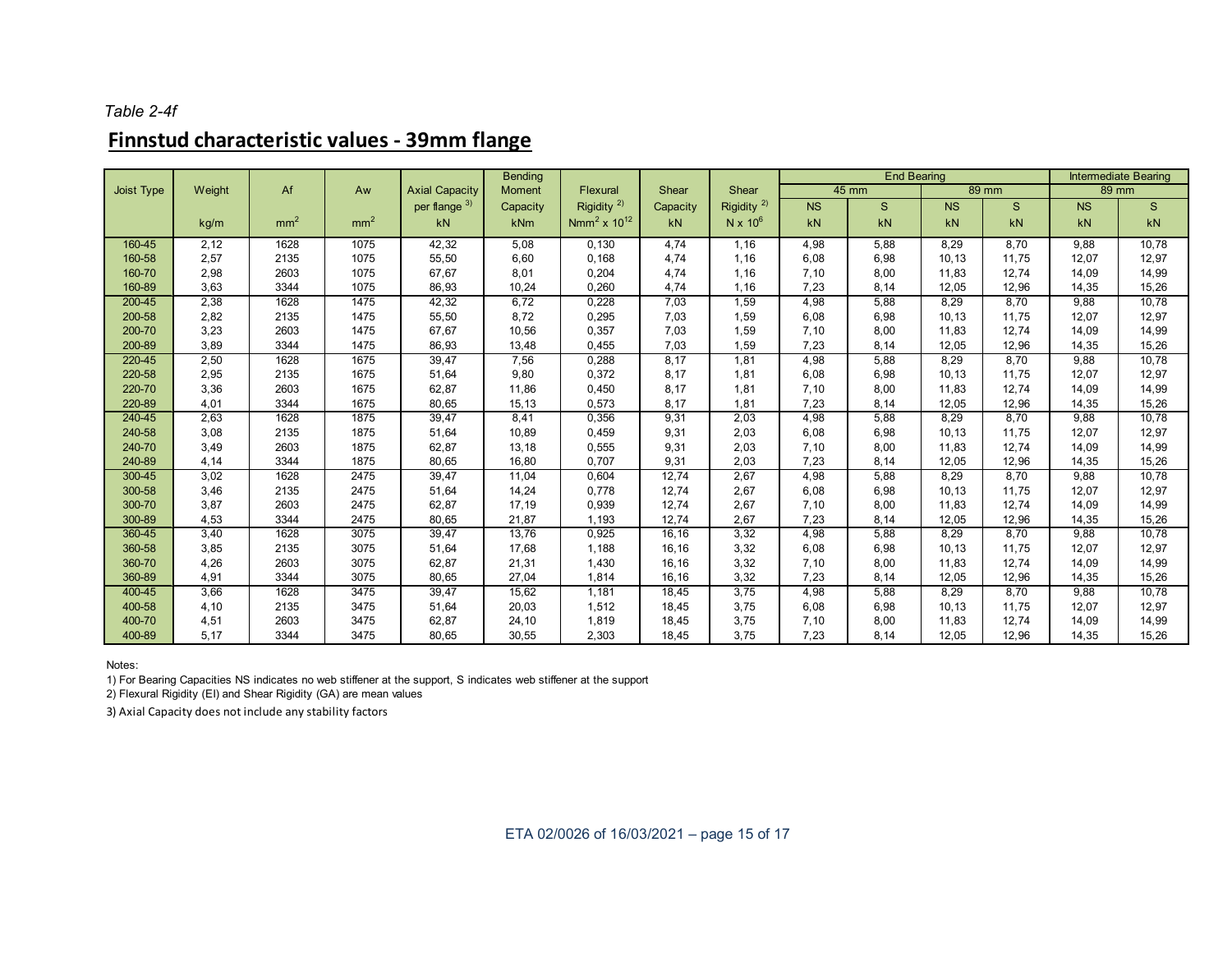*Table 2-4f*

## Finnstud characteristic values - 39mm flange

| Joist Type | Weight | Af | Aw | Axial Capacity per flange [3] | Bending Moment Capacity | Flexural Rigidity [2] | Shear Capacity | Shear Rigidity [2] | End Bearing | | | | Intermediate Bearing | |
|---|---|---|---|---|---|---|---|---|---|---|---|---|---|---|
| | | | | | | | | | 45 mm | | 89 mm | | 89 mm | |
| | | | | | | | | | NS | S | NS | S | NS | S |
| | kg/m | $mm^2$ | $mm^2$ | kN | kNm | $Nmm^2 \times 10^{12}$ | kN | $N \times 10^6$ | kN | kN | kN | kN | kN | kN |
| 160-45 | 2,12 | 1628 | 1075 | 42,32 | 5,08 | 0,130 | 4,74 | 1,16 | 4,98 | 5,88 | 8,29 | 8,70 | 9,88 | 10,78 |
| 160-58 | 2,57 | 2135 | 1075 | 55,50 | 6,60 | 0,168 | 4,74 | 1,16 | 6,08 | 6,98 | 10,13 | 11,75 | 12,07 | 12,97 |
| 160-70 | 2,98 | 2603 | 1075 | 67,67 | 8,01 | 0,204 | 4,74 | 1,16 | 7,10 | 8,00 | 11,83 | 12,74 | 14,09 | 14,99 |
| 160-89 | 3,63 | 3344 | 1075 | 86,93 | 10,24 | 0,260 | 4,74 | 1,16 | 7,23 | 8,14 | 12,05 | 12,96 | 14,35 | 15,26 |
| 200-45 | 2,38 | 1628 | 1475 | 42,32 | 6,72 | 0,228 | 7,03 | 1,59 | 4,98 | 5,88 | 8,29 | 8,70 | 9,88 | 10,78 |
| 200-58 | 2,82 | 2135 | 1475 | 55,50 | 8,72 | 0,295 | 7,03 | 1,59 | 6,08 | 6,98 | 10,13 | 11,75 | 12,07 | 12,97 |
| 200-70 | 3,23 | 2603 | 1475 | 67,67 | 10,56 | 0,357 | 7,03 | 1,59 | 7,10 | 8,00 | 11,83 | 12,74 | 14,09 | 14,99 |
| 200-89 | 3,89 | 3344 | 1475 | 86,93 | 13,48 | 0,455 | 7,03 | 1,59 | 7,23 | 8,14 | 12,05 | 12,96 | 14,35 | 15,26 |
| 220-45 | 2,50 | 1628 | 1675 | 39,47 | 7,56 | 0,288 | 8,17 | 1,81 | 4,98 | 5,88 | 8,29 | 8,70 | 9,88 | 10,78 |
| 220-58 | 2,95 | 2135 | 1675 | 51,64 | 9,80 | 0,372 | 8,17 | 1,81 | 6,08 | 6,98 | 10,13 | 11,75 | 12,07 | 12,97 |
| 220-70 | 3,36 | 2603 | 1675 | 62,87 | 11,86 | 0,450 | 8,17 | 1,81 | 7,10 | 8,00 | 11,83 | 12,74 | 14,09 | 14,99 |
| 220-89 | 4,01 | 3344 | 1675 | 80,65 | 15,13 | 0,573 | 8,17 | 1,81 | 7,23 | 8,14 | 12,05 | 12,96 | 14,35 | 15,26 |
| 240-45 | 2,63 | 1628 | 1875 | 39,47 | 8,41 | 0,356 | 9,31 | 2,03 | 4,98 | 5,88 | 8,29 | 8,70 | 9,88 | 10,78 |
| 240-58 | 3,08 | 2135 | 1875 | 51,64 | 10,89 | 0,459 | 9,31 | 2,03 | 6,08 | 6,98 | 10,13 | 11,75 | 12,07 | 12,97 |
| 240-70 | 3,49 | 2603 | 1875 | 62,87 | 13,18 | 0,555 | 9,31 | 2,03 | 7,10 | 8,00 | 11,83 | 12,74 | 14,09 | 14,99 |
| 240-89 | 4,14 | 3344 | 1875 | 80,65 | 16,80 | 0,707 | 9,31 | 2,03 | 7,23 | 8,14 | 12,05 | 12,96 | 14,35 | 15,26 |
| 300-45 | 3,02 | 1628 | 2475 | 39,47 | 11,04 | 0,604 | 12,74 | 2,67 | 4,98 | 5,88 | 8,29 | 8,70 | 9,88 | 10,78 |
| 300-58 | 3,46 | 2135 | 2475 | 51,64 | 14,24 | 0,778 | 12,74 | 2,67 | 6,08 | 6,98 | 10,13 | 11,75 | 12,07 | 12,97 |
| 300-70 | 3,87 | 2603 | 2475 | 62,87 | 17,19 | 0,939 | 12,74 | 2,67 | 7,10 | 8,00 | 11,83 | 12,74 | 14,09 | 14,99 |
| 300-89 | 4,53 | 3344 | 2475 | 80,65 | 21,87 | 1,193 | 12,74 | 2,67 | 7,23 | 8,14 | 12,05 | 12,96 | 14,35 | 15,26 |
| 360-45 | 3,40 | 1628 | 3075 | 39,47 | 13,76 | 0,925 | 16,16 | 3,32 | 4,98 | 5,88 | 8,29 | 8,70 | 9,88 | 10,78 |
| 360-58 | 3,85 | 2135 | 3075 | 51,64 | 17,68 | 1,188 | 16,16 | 3,32 | 6,08 | 6,98 | 10,13 | 11,75 | 12,07 | 12,97 |
| 360-70 | 4,26 | 2603 | 3075 | 62,87 | 21,31 | 1,430 | 16,16 | 3,32 | 7,10 | 8,00 | 11,83 | 12,74 | 14,09 | 14,99 |
| 360-89 | 4,91 | 3344 | 3075 | 80,65 | 27,04 | 1,814 | 16,16 | 3,32 | 7,23 | 8,14 | 12,05 | 12,96 | 14,35 | 15,26 |
| 400-45 | 3,66 | 1628 | 3475 | 39,47 | 15,62 | 1,181 | 18,45 | 3,75 | 4,98 | 5,88 | 8,29 | 8,70 | 9,88 | 10,78 |
| 400-58 | 4,10 | 2135 | 3475 | 51,64 | 20,03 | 1,512 | 18,45 | 3,75 | 6,08 | 6,98 | 10,13 | 11,75 | 12,07 | 12,97 |
| 400-70 | 4,51 | 2603 | 3475 | 62,87 | 24,10 | 1,819 | 18,45 | 3,75 | 7,10 | 8,00 | 11,83 | 12,74 | 14,09 | 14,99 |
| 400-89 | 5,17 | 3344 | 3475 | 80,65 | 30,55 | 2,303 | 18,45 | 3,75 | 7,23 | 8,14 | 12,05 | 12,96 | 14,35 | 15,26 |

Notes:

1) For Bearing Capacities NS indicates no web stiffener at the support, S indicates web stiffener at the support

2) Flexural Rigidity (EI) and Shear Rigidity (GA) are mean values

3) Axial Capacity does not include any stability factors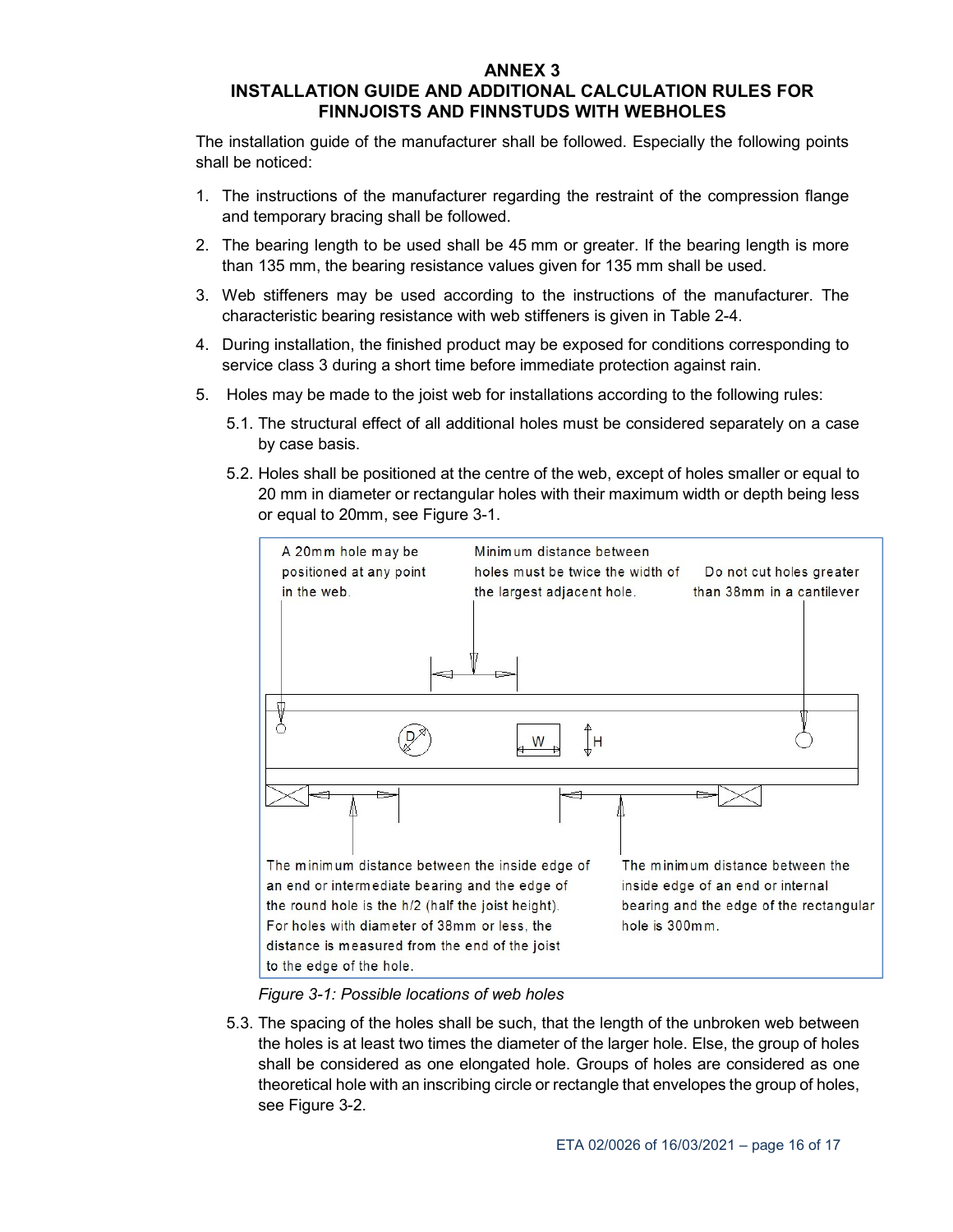# ANNEX 3

## INSTALLATION GUIDE AND ADDITIONAL CALCULATION RULES FOR FINNJOISTS AND FINNSTUDS WITH WEBHOLES

The installation guide of the manufacturer shall be followed. Especially the following points shall be noticed:

1. The instructions of the manufacturer regarding the restraint of the compression flange and temporary bracing shall be followed.
2. The bearing length to be used shall be 45 mm or greater. If the bearing length is more than 135 mm, the bearing resistance values given for 135 mm shall be used.
3. Web stiffeners may be used according to the instructions of the manufacturer. The characteristic bearing resistance with web stiffeners is given in Table 2-4.
4. During installation, the finished product may be exposed for conditions corresponding to service class 3 during a short time before immediate protection against rain.
5. Holes may be made to the joist web for installations according to the following rules:
   5.1. The structural effect of all additional holes must be considered separately on a case by case basis.
   5.2. Holes shall be positioned at the centre of the web, except of holes smaller or equal to 20 mm in diameter or rectangular holes with their maximum width or depth being less or equal to 20mm, see Figure 3-1.

A 20mm hole may be positioned at any point in the web.

Minimum distance between holes must be twice the width of the largest adjacent hole.

Do not cut holes greater than 38mm in a cantilever

D W H

The minimum distance between the inside edge of an end or intermediate bearing and the edge of the round hole is the h/2 (half the joist height). For holes with diameter of 38mm or less, the distance is measured from the end of the joist to the edge of the hole.

The minimum distance between the inside edge of an end or internal bearing and the edge of the rectangular hole is 300mm.

*Figure 3-1: Possible locations of web holes*

   5.3. The spacing of the holes shall be such, that the length of the unbroken web between the holes is at least two times the diameter of the larger hole. Else, the group of holes shall be considered as one elongated hole. Groups of holes are considered as one theoretical hole with an inscribing circle or rectangle that envelopes the group of holes, see Figure 3-2.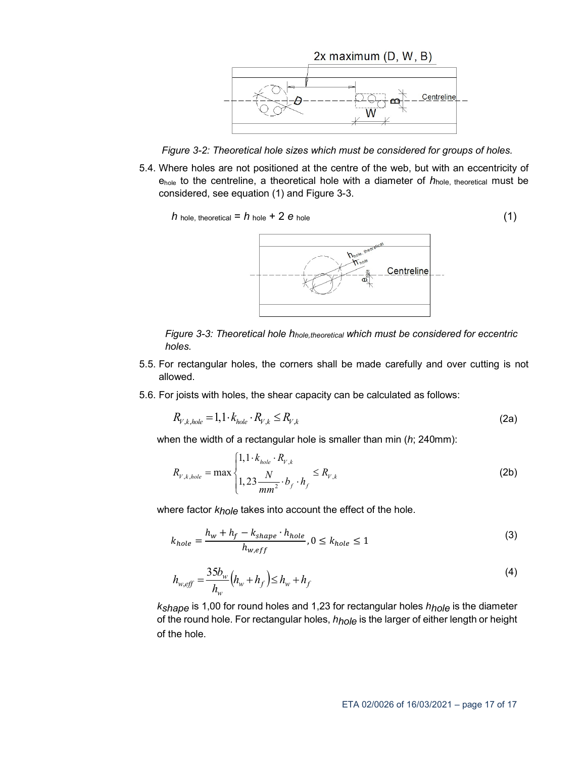2x maximum (D, W, B)

D

W

B

Centreline

*Figure 3-2: Theoretical hole sizes which must be considered for groups of holes.*

5.4. Where holes are not positioned at the centre of the web, but with an eccentricity of $e_{hole}$ to the centreline, a theoretical hole with a diameter of $h_{hole,\ theoretical}$ must be considered, see equation (1) and Figure 3-3.

$$h_{\text{hole, theoretical}} = h_{\text{hole}} + 2\, e_{\text{hole}} \tag{1}$$

$h_{hole,\ theoretical}$

$h_{hole}$

$e_{hole}$

Centreline

*Figure 3-3: Theoretical hole $h_{hole,theoretical}$ which must be considered for eccentric holes.*

5.5. For rectangular holes, the corners shall be made carefully and over cutting is not allowed.

5.6. For joists with holes, the shear capacity can be calculated as follows:

$$R_{V,k,hole} = 1{,}1 \cdot k_{hole} \cdot R_{V,k} \leq R_{V,k} \tag{2a}$$

when the width of a rectangular hole is smaller than min ($h$; 240mm):

$$R_{V,k,hole} = \max \begin{cases} 1{,}1 \cdot k_{hole} \cdot R_{V,k} \\ 1{,}23 \dfrac{N}{mm^2} \cdot b_f \cdot h_f \end{cases} \leq R_{V,k} \tag{2b}$$

where factor $k_{hole}$ takes into account the effect of the hole.

$$k_{hole} = \frac{h_w + h_f - k_{shape} \cdot h_{hole}}{h_{w,eff}}, 0 \leq k_{hole} \leq 1 \tag{3}$$

$$h_{w,eff} = \frac{35 b_w}{h_w}\left(h_w + h_f\right) \leq h_w + h_f \tag{4}$$

$k_{shape}$ is 1,00 for round holes and 1,23 for rectangular holes $h_{hole}$ is the diameter of the round hole. For rectangular holes, $h_{hole}$ is the larger of either length or height of the hole.